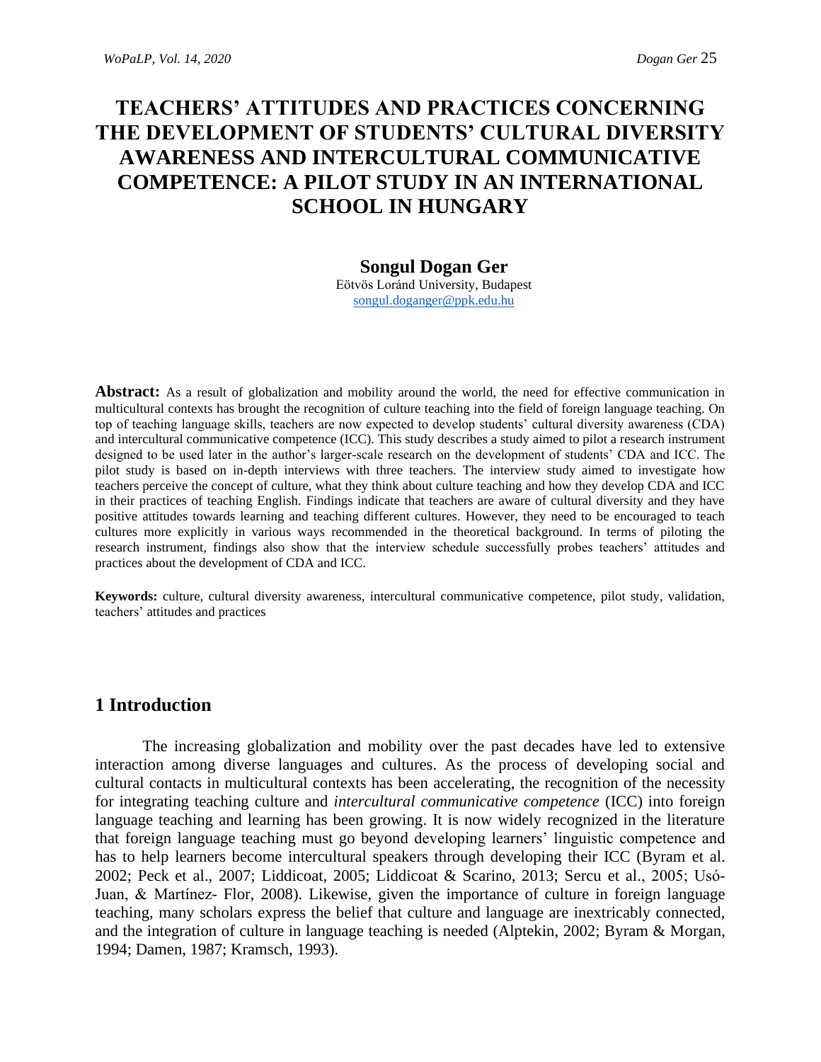# TEACHERS' ATTITUDES AND PRACTICES CONCERNING THE DEVELOPMENT OF STUDENTS' CULTURAL DIVERSITY AWARENESS AND INTERCULTURAL COMMUNICATIVE COMPETENCE: A PILOT STUDY IN AN INTERNATIONAL SCHOOL IN HUNGARY

**Songul Dogan Ger**
Eötvös Loránd University, Budapest
songul.doganger@ppk.edu.hu

**Abstract:** As a result of globalization and mobility around the world, the need for effective communication in multicultural contexts has brought the recognition of culture teaching into the field of foreign language teaching. On top of teaching language skills, teachers are now expected to develop students' cultural diversity awareness (CDA) and intercultural communicative competence (ICC). This study describes a study aimed to pilot a research instrument designed to be used later in the author's larger-scale research on the development of students' CDA and ICC. The pilot study is based on in-depth interviews with three teachers. The interview study aimed to investigate how teachers perceive the concept of culture, what they think about culture teaching and how they develop CDA and ICC in their practices of teaching English. Findings indicate that teachers are aware of cultural diversity and they have positive attitudes towards learning and teaching different cultures. However, they need to be encouraged to teach cultures more explicitly in various ways recommended in the theoretical background. In terms of piloting the research instrument, findings also show that the interview schedule successfully probes teachers' attitudes and practices about the development of CDA and ICC.

**Keywords:** culture, cultural diversity awareness, intercultural communicative competence, pilot study, validation, teachers' attitudes and practices

## 1 Introduction

The increasing globalization and mobility over the past decades have led to extensive interaction among diverse languages and cultures. As the process of developing social and cultural contacts in multicultural contexts has been accelerating, the recognition of the necessity for integrating teaching culture and *intercultural communicative competence* (ICC) into foreign language teaching and learning has been growing. It is now widely recognized in the literature that foreign language teaching must go beyond developing learners' linguistic competence and has to help learners become intercultural speakers through developing their ICC (Byram et al. 2002; Peck et al., 2007; Liddicoat, 2005; Liddicoat & Scarino, 2013; Sercu et al., 2005; Usó-Juan, & Martínez- Flor, 2008). Likewise, given the importance of culture in foreign language teaching, many scholars express the belief that culture and language are inextricably connected, and the integration of culture in language teaching is needed (Alptekin, 2002; Byram & Morgan, 1994; Damen, 1987; Kramsch, 1993).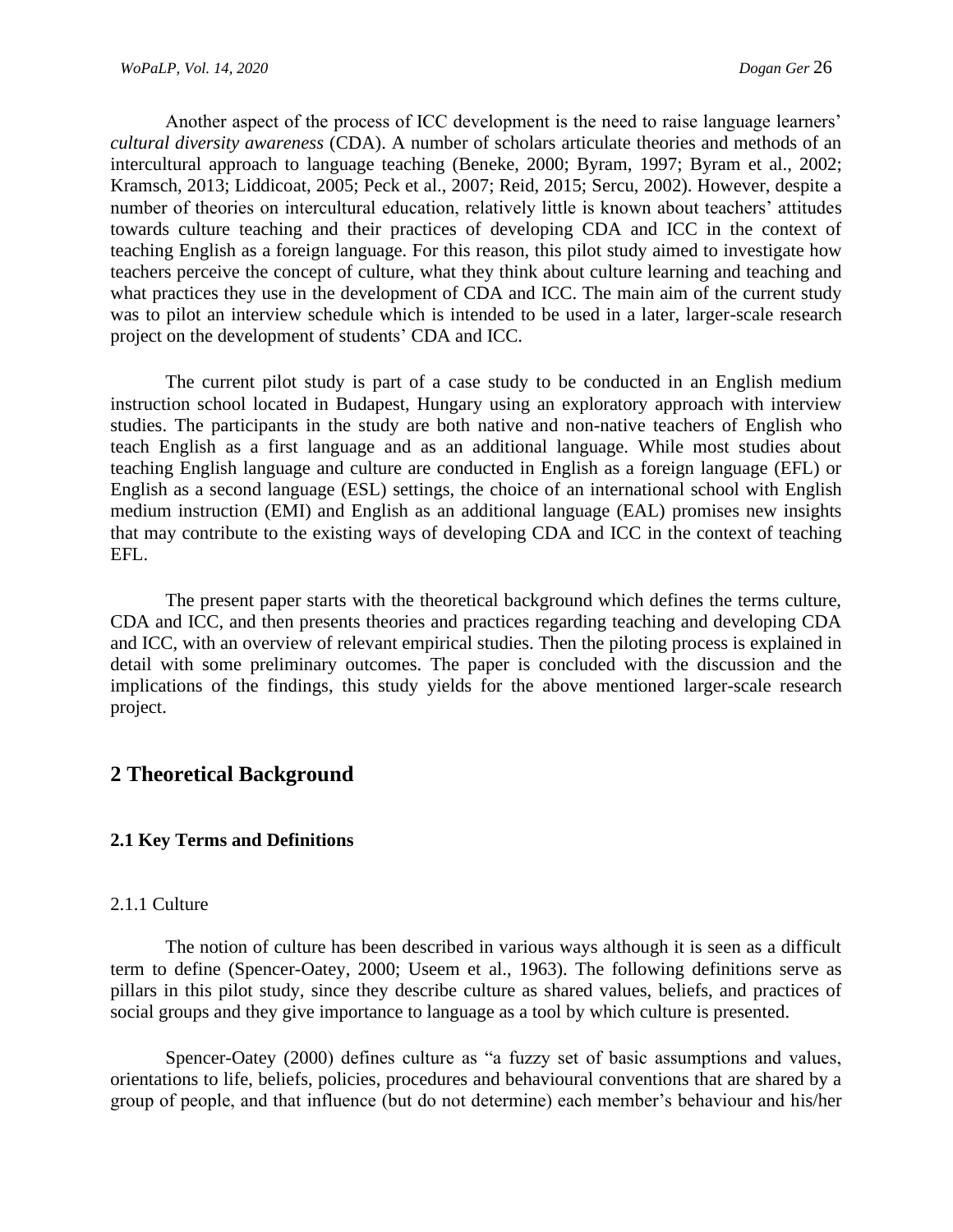Another aspect of the process of ICC development is the need to raise language learners' *cultural diversity awareness* (CDA). A number of scholars articulate theories and methods of an intercultural approach to language teaching (Beneke, 2000; Byram, 1997; Byram et al., 2002; Kramsch, 2013; Liddicoat, 2005; Peck et al., 2007; Reid, 2015; Sercu, 2002). However, despite a number of theories on intercultural education, relatively little is known about teachers' attitudes towards culture teaching and their practices of developing CDA and ICC in the context of teaching English as a foreign language. For this reason, this pilot study aimed to investigate how teachers perceive the concept of culture, what they think about culture learning and teaching and what practices they use in the development of CDA and ICC. The main aim of the current study was to pilot an interview schedule which is intended to be used in a later, larger-scale research project on the development of students' CDA and ICC.

The current pilot study is part of a case study to be conducted in an English medium instruction school located in Budapest, Hungary using an exploratory approach with interview studies. The participants in the study are both native and non-native teachers of English who teach English as a first language and as an additional language. While most studies about teaching English language and culture are conducted in English as a foreign language (EFL) or English as a second language (ESL) settings, the choice of an international school with English medium instruction (EMI) and English as an additional language (EAL) promises new insights that may contribute to the existing ways of developing CDA and ICC in the context of teaching EFL.

The present paper starts with the theoretical background which defines the terms culture, CDA and ICC, and then presents theories and practices regarding teaching and developing CDA and ICC, with an overview of relevant empirical studies. Then the piloting process is explained in detail with some preliminary outcomes. The paper is concluded with the discussion and the implications of the findings, this study yields for the above mentioned larger-scale research project.

## 2 Theoretical Background

### 2.1 Key Terms and Definitions

#### 2.1.1 Culture

The notion of culture has been described in various ways although it is seen as a difficult term to define (Spencer-Oatey, 2000; Useem et al., 1963). The following definitions serve as pillars in this pilot study, since they describe culture as shared values, beliefs, and practices of social groups and they give importance to language as a tool by which culture is presented.

Spencer-Oatey (2000) defines culture as "a fuzzy set of basic assumptions and values, orientations to life, beliefs, policies, procedures and behavioural conventions that are shared by a group of people, and that influence (but do not determine) each member's behaviour and his/her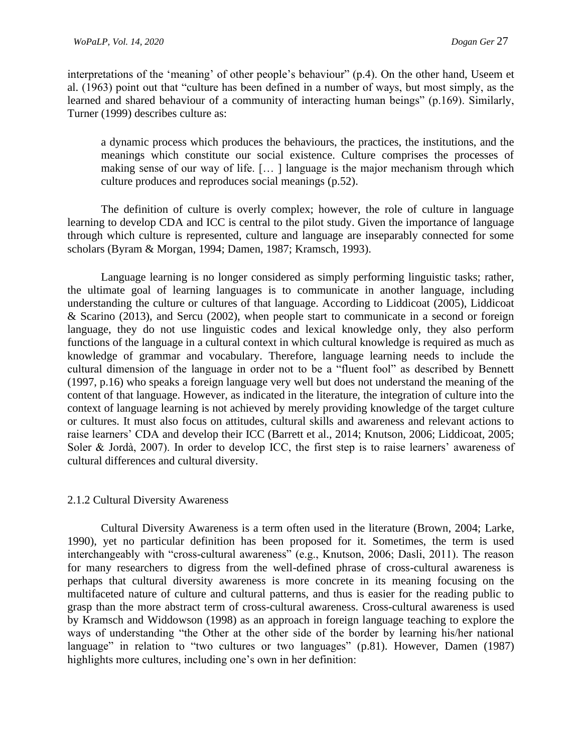interpretations of the 'meaning' of other people's behaviour" (p.4). On the other hand, Useem et al. (1963) point out that "culture has been defined in a number of ways, but most simply, as the learned and shared behaviour of a community of interacting human beings" (p.169). Similarly, Turner (1999) describes culture as:

> a dynamic process which produces the behaviours, the practices, the institutions, and the meanings which constitute our social existence. Culture comprises the processes of making sense of our way of life. [… ] language is the major mechanism through which culture produces and reproduces social meanings (p.52).

The definition of culture is overly complex; however, the role of culture in language learning to develop CDA and ICC is central to the pilot study. Given the importance of language through which culture is represented, culture and language are inseparably connected for some scholars (Byram & Morgan, 1994; Damen, 1987; Kramsch, 1993).

Language learning is no longer considered as simply performing linguistic tasks; rather, the ultimate goal of learning languages is to communicate in another language, including understanding the culture or cultures of that language. According to Liddicoat (2005), Liddicoat & Scarino (2013), and Sercu (2002), when people start to communicate in a second or foreign language, they do not use linguistic codes and lexical knowledge only, they also perform functions of the language in a cultural context in which cultural knowledge is required as much as knowledge of grammar and vocabulary. Therefore, language learning needs to include the cultural dimension of the language in order not to be a "fluent fool" as described by Bennett (1997, p.16) who speaks a foreign language very well but does not understand the meaning of the content of that language. However, as indicated in the literature, the integration of culture into the context of language learning is not achieved by merely providing knowledge of the target culture or cultures. It must also focus on attitudes, cultural skills and awareness and relevant actions to raise learners' CDA and develop their ICC (Barrett et al., 2014; Knutson, 2006; Liddicoat, 2005; Soler & Jordà, 2007). In order to develop ICC, the first step is to raise learners' awareness of cultural differences and cultural diversity.

### 2.1.2 Cultural Diversity Awareness

Cultural Diversity Awareness is a term often used in the literature (Brown, 2004; Larke, 1990), yet no particular definition has been proposed for it. Sometimes, the term is used interchangeably with "cross-cultural awareness" (e.g., Knutson, 2006; Dasli, 2011). The reason for many researchers to digress from the well-defined phrase of cross-cultural awareness is perhaps that cultural diversity awareness is more concrete in its meaning focusing on the multifaceted nature of culture and cultural patterns, and thus is easier for the reading public to grasp than the more abstract term of cross-cultural awareness. Cross-cultural awareness is used by Kramsch and Widdowson (1998) as an approach in foreign language teaching to explore the ways of understanding "the Other at the other side of the border by learning his/her national language" in relation to "two cultures or two languages" (p.81). However, Damen (1987) highlights more cultures, including one's own in her definition: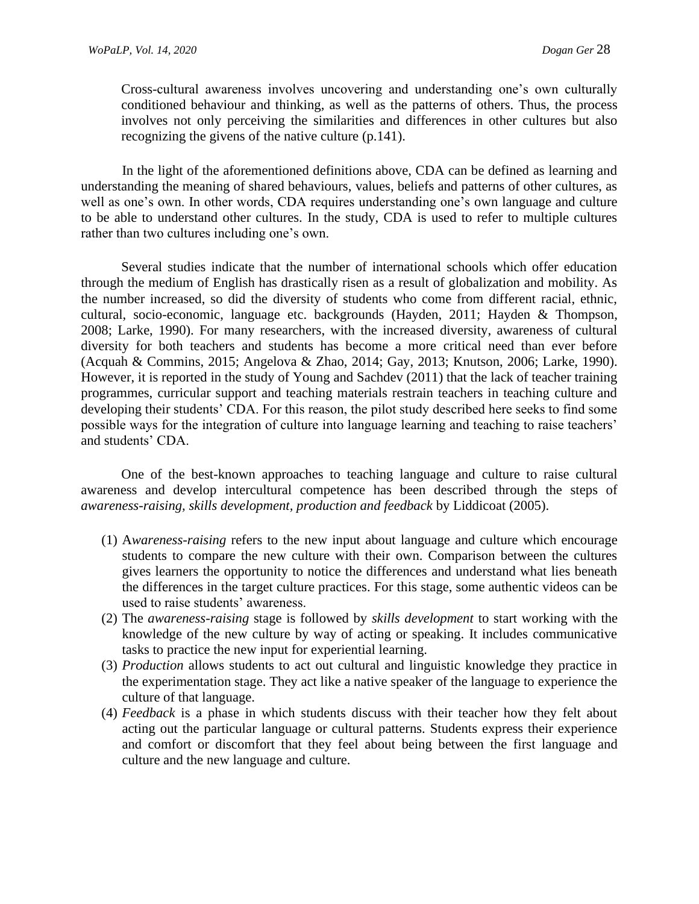> Cross-cultural awareness involves uncovering and understanding one's own culturally conditioned behaviour and thinking, as well as the patterns of others. Thus, the process involves not only perceiving the similarities and differences in other cultures but also recognizing the givens of the native culture (p.141).

In the light of the aforementioned definitions above, CDA can be defined as learning and understanding the meaning of shared behaviours, values, beliefs and patterns of other cultures, as well as one's own. In other words, CDA requires understanding one's own language and culture to be able to understand other cultures. In the study, CDA is used to refer to multiple cultures rather than two cultures including one's own.

Several studies indicate that the number of international schools which offer education through the medium of English has drastically risen as a result of globalization and mobility. As the number increased, so did the diversity of students who come from different racial, ethnic, cultural, socio-economic, language etc. backgrounds (Hayden, 2011; Hayden & Thompson, 2008; Larke, 1990). For many researchers, with the increased diversity, awareness of cultural diversity for both teachers and students has become a more critical need than ever before (Acquah & Commins, 2015; Angelova & Zhao, 2014; Gay, 2013; Knutson, 2006; Larke, 1990). However, it is reported in the study of Young and Sachdev (2011) that the lack of teacher training programmes, curricular support and teaching materials restrain teachers in teaching culture and developing their students' CDA. For this reason, the pilot study described here seeks to find some possible ways for the integration of culture into language learning and teaching to raise teachers' and students' CDA.

One of the best-known approaches to teaching language and culture to raise cultural awareness and develop intercultural competence has been described through the steps of *awareness-raising, skills development, production and feedback* by Liddicoat (2005).

(1) A*wareness-raising* refers to the new input about language and culture which encourage students to compare the new culture with their own. Comparison between the cultures gives learners the opportunity to notice the differences and understand what lies beneath the differences in the target culture practices. For this stage, some authentic videos can be used to raise students' awareness.

(2) The *awareness-raising* stage is followed by *skills development* to start working with the knowledge of the new culture by way of acting or speaking. It includes communicative tasks to practice the new input for experiential learning.

(3) *Production* allows students to act out cultural and linguistic knowledge they practice in the experimentation stage. They act like a native speaker of the language to experience the culture of that language.

(4) *Feedback* is a phase in which students discuss with their teacher how they felt about acting out the particular language or cultural patterns. Students express their experience and comfort or discomfort that they feel about being between the first language and culture and the new language and culture.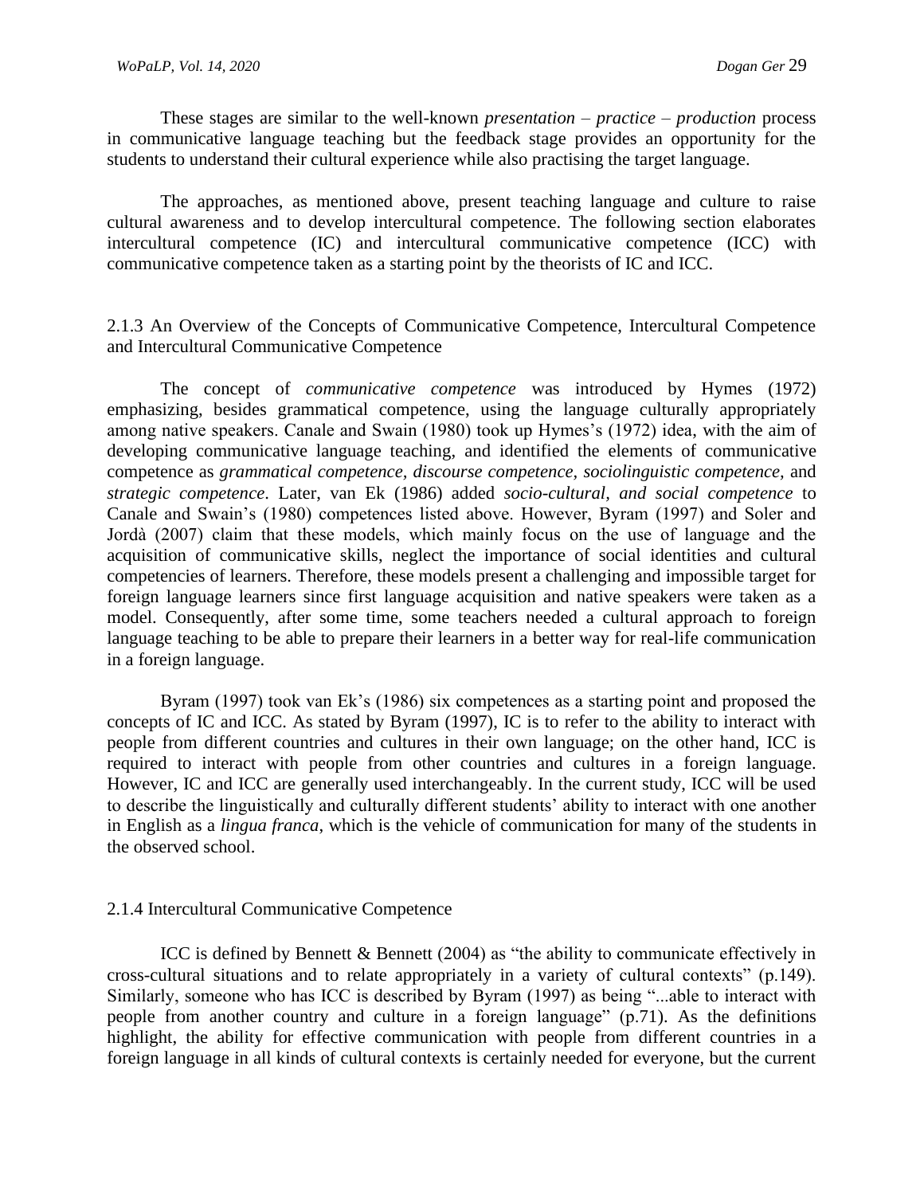These stages are similar to the well-known *presentation – practice – production* process in communicative language teaching but the feedback stage provides an opportunity for the students to understand their cultural experience while also practising the target language.

The approaches, as mentioned above, present teaching language and culture to raise cultural awareness and to develop intercultural competence. The following section elaborates intercultural competence (IC) and intercultural communicative competence (ICC) with communicative competence taken as a starting point by the theorists of IC and ICC.

### 2.1.3 An Overview of the Concepts of Communicative Competence, Intercultural Competence and Intercultural Communicative Competence

The concept of *communicative competence* was introduced by Hymes (1972) emphasizing, besides grammatical competence, using the language culturally appropriately among native speakers. Canale and Swain (1980) took up Hymes's (1972) idea, with the aim of developing communicative language teaching, and identified the elements of communicative competence as *grammatical competence*, *discourse competence*, *sociolinguistic competence*, and *strategic competence*. Later, van Ek (1986) added *socio-cultural, and social competence* to Canale and Swain's (1980) competences listed above. However, Byram (1997) and Soler and Jordà (2007) claim that these models, which mainly focus on the use of language and the acquisition of communicative skills, neglect the importance of social identities and cultural competencies of learners. Therefore, these models present a challenging and impossible target for foreign language learners since first language acquisition and native speakers were taken as a model. Consequently, after some time, some teachers needed a cultural approach to foreign language teaching to be able to prepare their learners in a better way for real-life communication in a foreign language.

Byram (1997) took van Ek's (1986) six competences as a starting point and proposed the concepts of IC and ICC. As stated by Byram (1997), IC is to refer to the ability to interact with people from different countries and cultures in their own language; on the other hand, ICC is required to interact with people from other countries and cultures in a foreign language. However, IC and ICC are generally used interchangeably. In the current study, ICC will be used to describe the linguistically and culturally different students' ability to interact with one another in English as a *lingua franca*, which is the vehicle of communication for many of the students in the observed school.

### 2.1.4 Intercultural Communicative Competence

ICC is defined by Bennett & Bennett (2004) as "the ability to communicate effectively in cross-cultural situations and to relate appropriately in a variety of cultural contexts" (p.149). Similarly, someone who has ICC is described by Byram (1997) as being "...able to interact with people from another country and culture in a foreign language" (p.71). As the definitions highlight, the ability for effective communication with people from different countries in a foreign language in all kinds of cultural contexts is certainly needed for everyone, but the current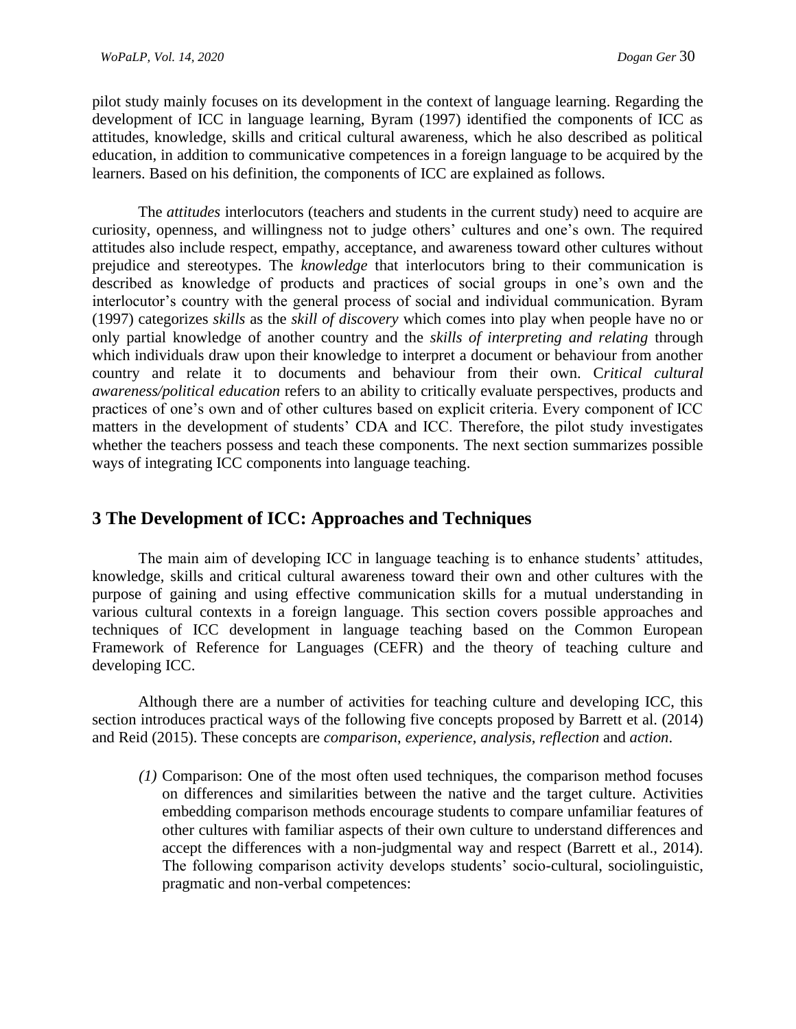pilot study mainly focuses on its development in the context of language learning. Regarding the development of ICC in language learning, Byram (1997) identified the components of ICC as attitudes, knowledge, skills and critical cultural awareness, which he also described as political education, in addition to communicative competences in a foreign language to be acquired by the learners. Based on his definition, the components of ICC are explained as follows.

The *attitudes* interlocutors (teachers and students in the current study) need to acquire are curiosity, openness, and willingness not to judge others' cultures and one's own. The required attitudes also include respect, empathy, acceptance, and awareness toward other cultures without prejudice and stereotypes. The *knowledge* that interlocutors bring to their communication is described as knowledge of products and practices of social groups in one's own and the interlocutor's country with the general process of social and individual communication. Byram (1997) categorizes *skills* as the *skill of discovery* which comes into play when people have no or only partial knowledge of another country and the *skills of interpreting and relating* through which individuals draw upon their knowledge to interpret a document or behaviour from another country and relate it to documents and behaviour from their own. C*ritical cultural awareness/political education* refers to an ability to critically evaluate perspectives, products and practices of one's own and of other cultures based on explicit criteria. Every component of ICC matters in the development of students' CDA and ICC. Therefore, the pilot study investigates whether the teachers possess and teach these components. The next section summarizes possible ways of integrating ICC components into language teaching.

## 3 The Development of ICC: Approaches and Techniques

The main aim of developing ICC in language teaching is to enhance students' attitudes, knowledge, skills and critical cultural awareness toward their own and other cultures with the purpose of gaining and using effective communication skills for a mutual understanding in various cultural contexts in a foreign language. This section covers possible approaches and techniques of ICC development in language teaching based on the Common European Framework of Reference for Languages (CEFR) and the theory of teaching culture and developing ICC.

Although there are a number of activities for teaching culture and developing ICC, this section introduces practical ways of the following five concepts proposed by Barrett et al. (2014) and Reid (2015). These concepts are *comparison*, *experience*, *analysis*, *reflection* and *action*.

*(1)* Comparison: One of the most often used techniques, the comparison method focuses on differences and similarities between the native and the target culture. Activities embedding comparison methods encourage students to compare unfamiliar features of other cultures with familiar aspects of their own culture to understand differences and accept the differences with a non-judgmental way and respect (Barrett et al., 2014). The following comparison activity develops students' socio-cultural, sociolinguistic, pragmatic and non-verbal competences: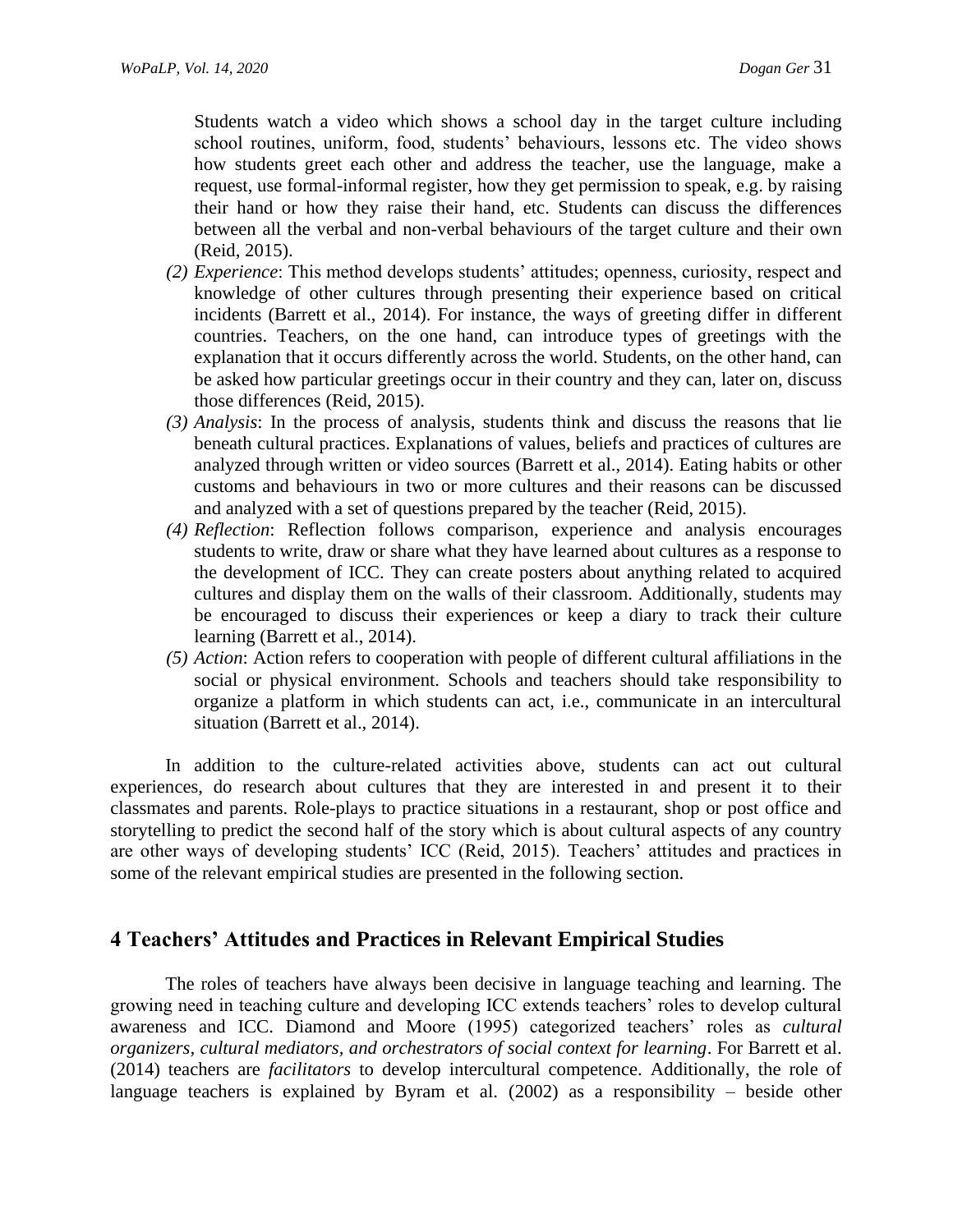Students watch a video which shows a school day in the target culture including school routines, uniform, food, students' behaviours, lessons etc. The video shows how students greet each other and address the teacher, use the language, make a request, use formal-informal register, how they get permission to speak, e.g. by raising their hand or how they raise their hand, etc. Students can discuss the differences between all the verbal and non-verbal behaviours of the target culture and their own (Reid, 2015).

(2) *Experience*: This method develops students' attitudes; openness, curiosity, respect and knowledge of other cultures through presenting their experience based on critical incidents (Barrett et al., 2014). For instance, the ways of greeting differ in different countries. Teachers, on the one hand, can introduce types of greetings with the explanation that it occurs differently across the world. Students, on the other hand, can be asked how particular greetings occur in their country and they can, later on, discuss those differences (Reid, 2015).

(3) *Analysis*: In the process of analysis, students think and discuss the reasons that lie beneath cultural practices. Explanations of values, beliefs and practices of cultures are analyzed through written or video sources (Barrett et al., 2014). Eating habits or other customs and behaviours in two or more cultures and their reasons can be discussed and analyzed with a set of questions prepared by the teacher (Reid, 2015).

(4) *Reflection*: Reflection follows comparison, experience and analysis encourages students to write, draw or share what they have learned about cultures as a response to the development of ICC. They can create posters about anything related to acquired cultures and display them on the walls of their classroom. Additionally, students may be encouraged to discuss their experiences or keep a diary to track their culture learning (Barrett et al., 2014).

(5) *Action*: Action refers to cooperation with people of different cultural affiliations in the social or physical environment. Schools and teachers should take responsibility to organize a platform in which students can act, i.e., communicate in an intercultural situation (Barrett et al., 2014).

In addition to the culture-related activities above, students can act out cultural experiences, do research about cultures that they are interested in and present it to their classmates and parents. Role-plays to practice situations in a restaurant, shop or post office and storytelling to predict the second half of the story which is about cultural aspects of any country are other ways of developing students' ICC (Reid, 2015). Teachers' attitudes and practices in some of the relevant empirical studies are presented in the following section.

## 4 Teachers' Attitudes and Practices in Relevant Empirical Studies

The roles of teachers have always been decisive in language teaching and learning. The growing need in teaching culture and developing ICC extends teachers' roles to develop cultural awareness and ICC. Diamond and Moore (1995) categorized teachers' roles as *cultural organizers, cultural mediators, and orchestrators of social context for learning*. For Barrett et al. (2014) teachers are *facilitators* to develop intercultural competence. Additionally, the role of language teachers is explained by Byram et al. (2002) as a responsibility – beside other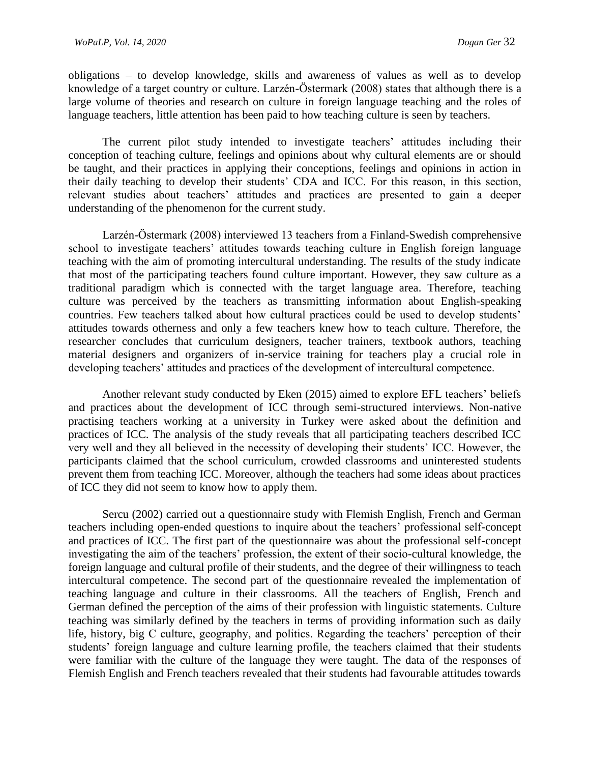obligations – to develop knowledge, skills and awareness of values as well as to develop knowledge of a target country or culture. Larzén-Östermark (2008) states that although there is a large volume of theories and research on culture in foreign language teaching and the roles of language teachers, little attention has been paid to how teaching culture is seen by teachers.

The current pilot study intended to investigate teachers' attitudes including their conception of teaching culture, feelings and opinions about why cultural elements are or should be taught, and their practices in applying their conceptions, feelings and opinions in action in their daily teaching to develop their students' CDA and ICC. For this reason, in this section, relevant studies about teachers' attitudes and practices are presented to gain a deeper understanding of the phenomenon for the current study.

Larzén-Östermark (2008) interviewed 13 teachers from a Finland-Swedish comprehensive school to investigate teachers' attitudes towards teaching culture in English foreign language teaching with the aim of promoting intercultural understanding. The results of the study indicate that most of the participating teachers found culture important. However, they saw culture as a traditional paradigm which is connected with the target language area. Therefore, teaching culture was perceived by the teachers as transmitting information about English-speaking countries. Few teachers talked about how cultural practices could be used to develop students' attitudes towards otherness and only a few teachers knew how to teach culture. Therefore, the researcher concludes that curriculum designers, teacher trainers, textbook authors, teaching material designers and organizers of in-service training for teachers play a crucial role in developing teachers' attitudes and practices of the development of intercultural competence.

Another relevant study conducted by Eken (2015) aimed to explore EFL teachers' beliefs and practices about the development of ICC through semi-structured interviews. Non-native practising teachers working at a university in Turkey were asked about the definition and practices of ICC. The analysis of the study reveals that all participating teachers described ICC very well and they all believed in the necessity of developing their students' ICC. However, the participants claimed that the school curriculum, crowded classrooms and uninterested students prevent them from teaching ICC. Moreover, although the teachers had some ideas about practices of ICC they did not seem to know how to apply them.

Sercu (2002) carried out a questionnaire study with Flemish English, French and German teachers including open-ended questions to inquire about the teachers' professional self-concept and practices of ICC. The first part of the questionnaire was about the professional self-concept investigating the aim of the teachers' profession, the extent of their socio-cultural knowledge, the foreign language and cultural profile of their students, and the degree of their willingness to teach intercultural competence. The second part of the questionnaire revealed the implementation of teaching language and culture in their classrooms. All the teachers of English, French and German defined the perception of the aims of their profession with linguistic statements. Culture teaching was similarly defined by the teachers in terms of providing information such as daily life, history, big C culture, geography, and politics. Regarding the teachers' perception of their students' foreign language and culture learning profile, the teachers claimed that their students were familiar with the culture of the language they were taught. The data of the responses of Flemish English and French teachers revealed that their students had favourable attitudes towards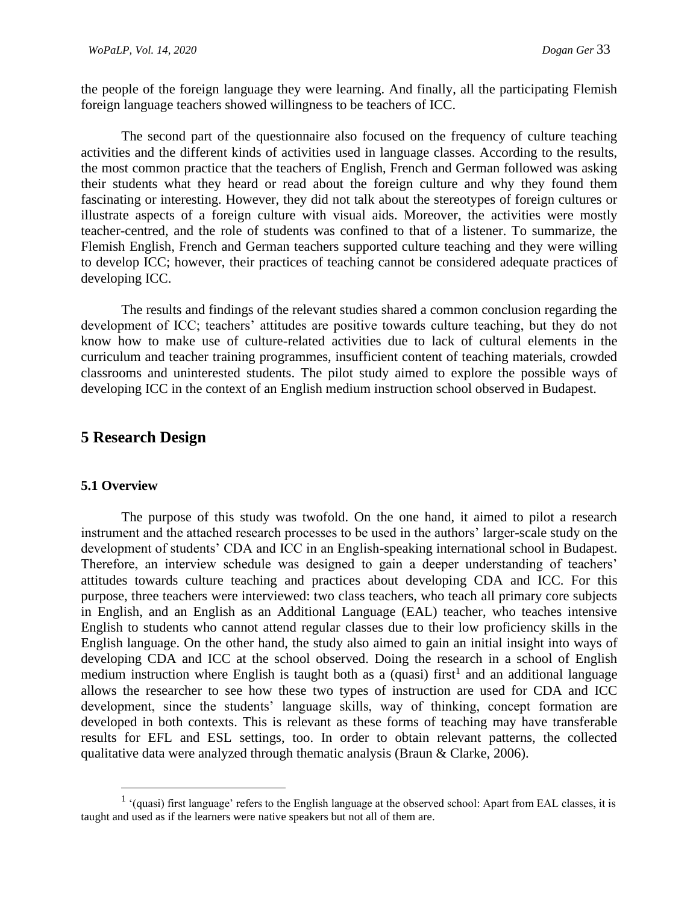the people of the foreign language they were learning. And finally, all the participating Flemish foreign language teachers showed willingness to be teachers of ICC.

The second part of the questionnaire also focused on the frequency of culture teaching activities and the different kinds of activities used in language classes. According to the results, the most common practice that the teachers of English, French and German followed was asking their students what they heard or read about the foreign culture and why they found them fascinating or interesting. However, they did not talk about the stereotypes of foreign cultures or illustrate aspects of a foreign culture with visual aids. Moreover, the activities were mostly teacher-centred, and the role of students was confined to that of a listener. To summarize, the Flemish English, French and German teachers supported culture teaching and they were willing to develop ICC; however, their practices of teaching cannot be considered adequate practices of developing ICC.

The results and findings of the relevant studies shared a common conclusion regarding the development of ICC; teachers' attitudes are positive towards culture teaching, but they do not know how to make use of culture-related activities due to lack of cultural elements in the curriculum and teacher training programmes, insufficient content of teaching materials, crowded classrooms and uninterested students. The pilot study aimed to explore the possible ways of developing ICC in the context of an English medium instruction school observed in Budapest.

## 5 Research Design

### 5.1 Overview

The purpose of this study was twofold. On the one hand, it aimed to pilot a research instrument and the attached research processes to be used in the authors' larger-scale study on the development of students' CDA and ICC in an English-speaking international school in Budapest. Therefore, an interview schedule was designed to gain a deeper understanding of teachers' attitudes towards culture teaching and practices about developing CDA and ICC. For this purpose, three teachers were interviewed: two class teachers, who teach all primary core subjects in English, and an English as an Additional Language (EAL) teacher, who teaches intensive English to students who cannot attend regular classes due to their low proficiency skills in the English language. On the other hand, the study also aimed to gain an initial insight into ways of developing CDA and ICC at the school observed. Doing the research in a school of English medium instruction where English is taught both as a (quasi) first[1] and an additional language allows the researcher to see how these two types of instruction are used for CDA and ICC development, since the students' language skills, way of thinking, concept formation are developed in both contexts. This is relevant as these forms of teaching may have transferable results for EFL and ESL settings, too. In order to obtain relevant patterns, the collected qualitative data were analyzed through thematic analysis (Braun & Clarke, 2006).

[1] '(quasi) first language' refers to the English language at the observed school: Apart from EAL classes, it is taught and used as if the learners were native speakers but not all of them are.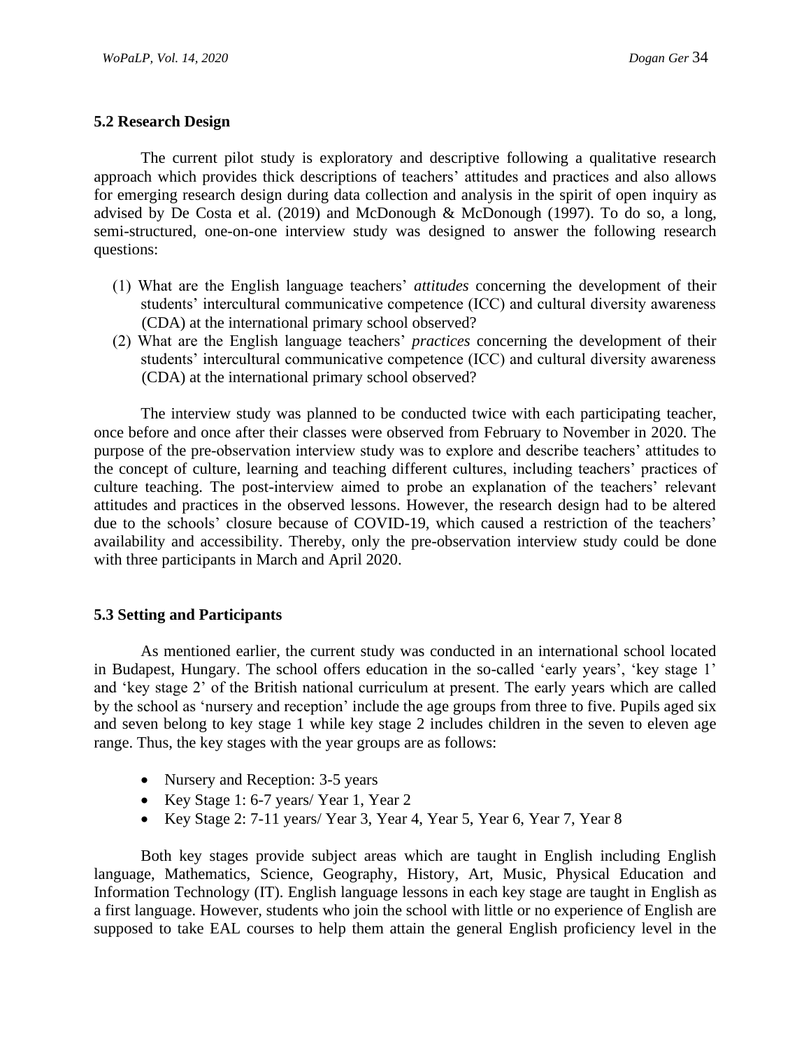### 5.2 Research Design

The current pilot study is exploratory and descriptive following a qualitative research approach which provides thick descriptions of teachers' attitudes and practices and also allows for emerging research design during data collection and analysis in the spirit of open inquiry as advised by De Costa et al. (2019) and McDonough & McDonough (1997). To do so, a long, semi-structured, one-on-one interview study was designed to answer the following research questions:

(1) What are the English language teachers' *attitudes* concerning the development of their students' intercultural communicative competence (ICC) and cultural diversity awareness (CDA) at the international primary school observed?

(2) What are the English language teachers' *practices* concerning the development of their students' intercultural communicative competence (ICC) and cultural diversity awareness (CDA) at the international primary school observed?

The interview study was planned to be conducted twice with each participating teacher, once before and once after their classes were observed from February to November in 2020. The purpose of the pre-observation interview study was to explore and describe teachers' attitudes to the concept of culture, learning and teaching different cultures, including teachers' practices of culture teaching. The post-interview aimed to probe an explanation of the teachers' relevant attitudes and practices in the observed lessons. However, the research design had to be altered due to the schools' closure because of COVID-19, which caused a restriction of the teachers' availability and accessibility. Thereby, only the pre-observation interview study could be done with three participants in March and April 2020.

### 5.3 Setting and Participants

As mentioned earlier, the current study was conducted in an international school located in Budapest, Hungary. The school offers education in the so-called 'early years', 'key stage 1' and 'key stage 2' of the British national curriculum at present. The early years which are called by the school as 'nursery and reception' include the age groups from three to five. Pupils aged six and seven belong to key stage 1 while key stage 2 includes children in the seven to eleven age range. Thus, the key stages with the year groups are as follows:

- Nursery and Reception: 3-5 years
- Key Stage 1: 6-7 years/ Year 1, Year 2
- Key Stage 2: 7-11 years/ Year 3, Year 4, Year 5, Year 6, Year 7, Year 8

Both key stages provide subject areas which are taught in English including English language, Mathematics, Science, Geography, History, Art, Music, Physical Education and Information Technology (IT). English language lessons in each key stage are taught in English as a first language. However, students who join the school with little or no experience of English are supposed to take EAL courses to help them attain the general English proficiency level in the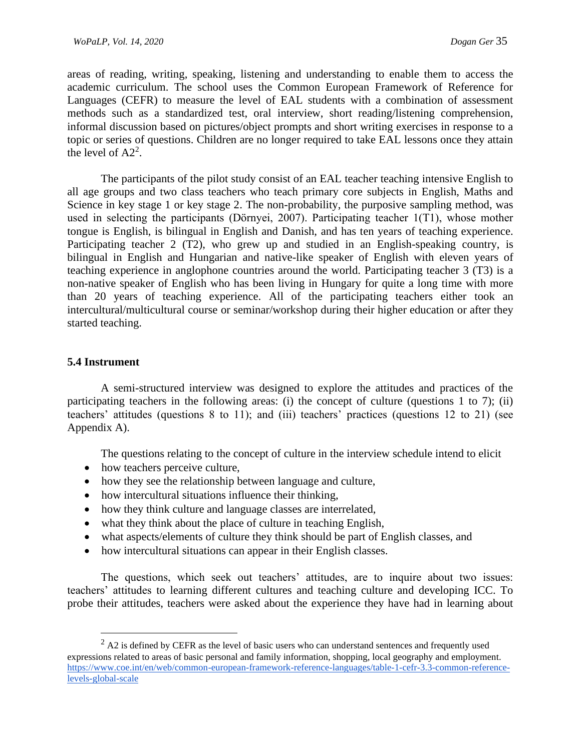areas of reading, writing, speaking, listening and understanding to enable them to access the academic curriculum. The school uses the Common European Framework of Reference for Languages (CEFR) to measure the level of EAL students with a combination of assessment methods such as a standardized test, oral interview, short reading/listening comprehension, informal discussion based on pictures/object prompts and short writing exercises in response to a topic or series of questions. Children are no longer required to take EAL lessons once they attain the level of A2[2].

The participants of the pilot study consist of an EAL teacher teaching intensive English to all age groups and two class teachers who teach primary core subjects in English, Maths and Science in key stage 1 or key stage 2. The non-probability, the purposive sampling method, was used in selecting the participants (Dörnyei, 2007). Participating teacher 1(T1), whose mother tongue is English, is bilingual in English and Danish, and has ten years of teaching experience. Participating teacher 2 (T2), who grew up and studied in an English-speaking country, is bilingual in English and Hungarian and native-like speaker of English with eleven years of teaching experience in anglophone countries around the world. Participating teacher 3 (T3) is a non-native speaker of English who has been living in Hungary for quite a long time with more than 20 years of teaching experience. All of the participating teachers either took an intercultural/multicultural course or seminar/workshop during their higher education or after they started teaching.

### 5.4 Instrument

A semi-structured interview was designed to explore the attitudes and practices of the participating teachers in the following areas: (i) the concept of culture (questions 1 to 7); (ii) teachers' attitudes (questions 8 to 11); and (iii) teachers' practices (questions 12 to 21) (see Appendix A).

The questions relating to the concept of culture in the interview schedule intend to elicit

- how teachers perceive culture,
- how they see the relationship between language and culture,
- how intercultural situations influence their thinking,
- how they think culture and language classes are interrelated,
- what they think about the place of culture in teaching English,
- what aspects/elements of culture they think should be part of English classes, and
- how intercultural situations can appear in their English classes.

The questions, which seek out teachers' attitudes, are to inquire about two issues: teachers' attitudes to learning different cultures and teaching culture and developing ICC. To probe their attitudes, teachers were asked about the experience they have had in learning about

[2] A2 is defined by CEFR as the level of basic users who can understand sentences and frequently used expressions related to areas of basic personal and family information, shopping, local geography and employment. https://www.coe.int/en/web/common-european-framework-reference-languages/table-1-cefr-3.3-common-reference-levels-global-scale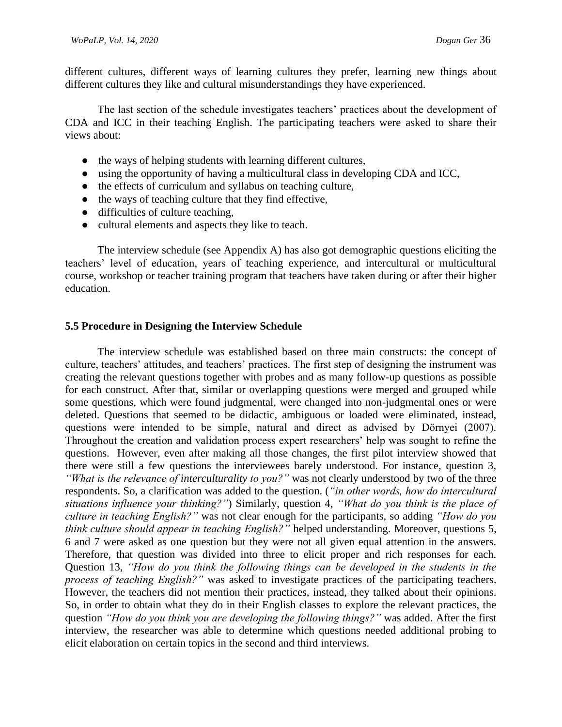different cultures, different ways of learning cultures they prefer, learning new things about different cultures they like and cultural misunderstandings they have experienced.

The last section of the schedule investigates teachers' practices about the development of CDA and ICC in their teaching English. The participating teachers were asked to share their views about:

- the ways of helping students with learning different cultures,
- using the opportunity of having a multicultural class in developing CDA and ICC,
- the effects of curriculum and syllabus on teaching culture,
- the ways of teaching culture that they find effective,
- difficulties of culture teaching,
- cultural elements and aspects they like to teach.

The interview schedule (see Appendix A) has also got demographic questions eliciting the teachers' level of education, years of teaching experience, and intercultural or multicultural course, workshop or teacher training program that teachers have taken during or after their higher education.

### 5.5 Procedure in Designing the Interview Schedule

The interview schedule was established based on three main constructs: the concept of culture, teachers' attitudes, and teachers' practices. The first step of designing the instrument was creating the relevant questions together with probes and as many follow-up questions as possible for each construct. After that, similar or overlapping questions were merged and grouped while some questions, which were found judgmental, were changed into non-judgmental ones or were deleted. Questions that seemed to be didactic, ambiguous or loaded were eliminated, instead, questions were intended to be simple, natural and direct as advised by Dörnyei (2007). Throughout the creation and validation process expert researchers' help was sought to refine the questions. However, even after making all those changes, the first pilot interview showed that there were still a few questions the interviewees barely understood. For instance, question 3, *"What is the relevance of interculturality to you?"* was not clearly understood by two of the three respondents. So, a clarification was added to the question. (*"in other words, how do intercultural situations influence your thinking?"*) Similarly, question 4, *"What do you think is the place of culture in teaching English?"* was not clear enough for the participants, so adding *"How do you think culture should appear in teaching English?"* helped understanding. Moreover, questions 5, 6 and 7 were asked as one question but they were not all given equal attention in the answers. Therefore, that question was divided into three to elicit proper and rich responses for each. Question 13, *"How do you think the following things can be developed in the students in the process of teaching English?"* was asked to investigate practices of the participating teachers. However, the teachers did not mention their practices, instead, they talked about their opinions. So, in order to obtain what they do in their English classes to explore the relevant practices, the question *"How do you think you are developing the following things?"* was added. After the first interview, the researcher was able to determine which questions needed additional probing to elicit elaboration on certain topics in the second and third interviews.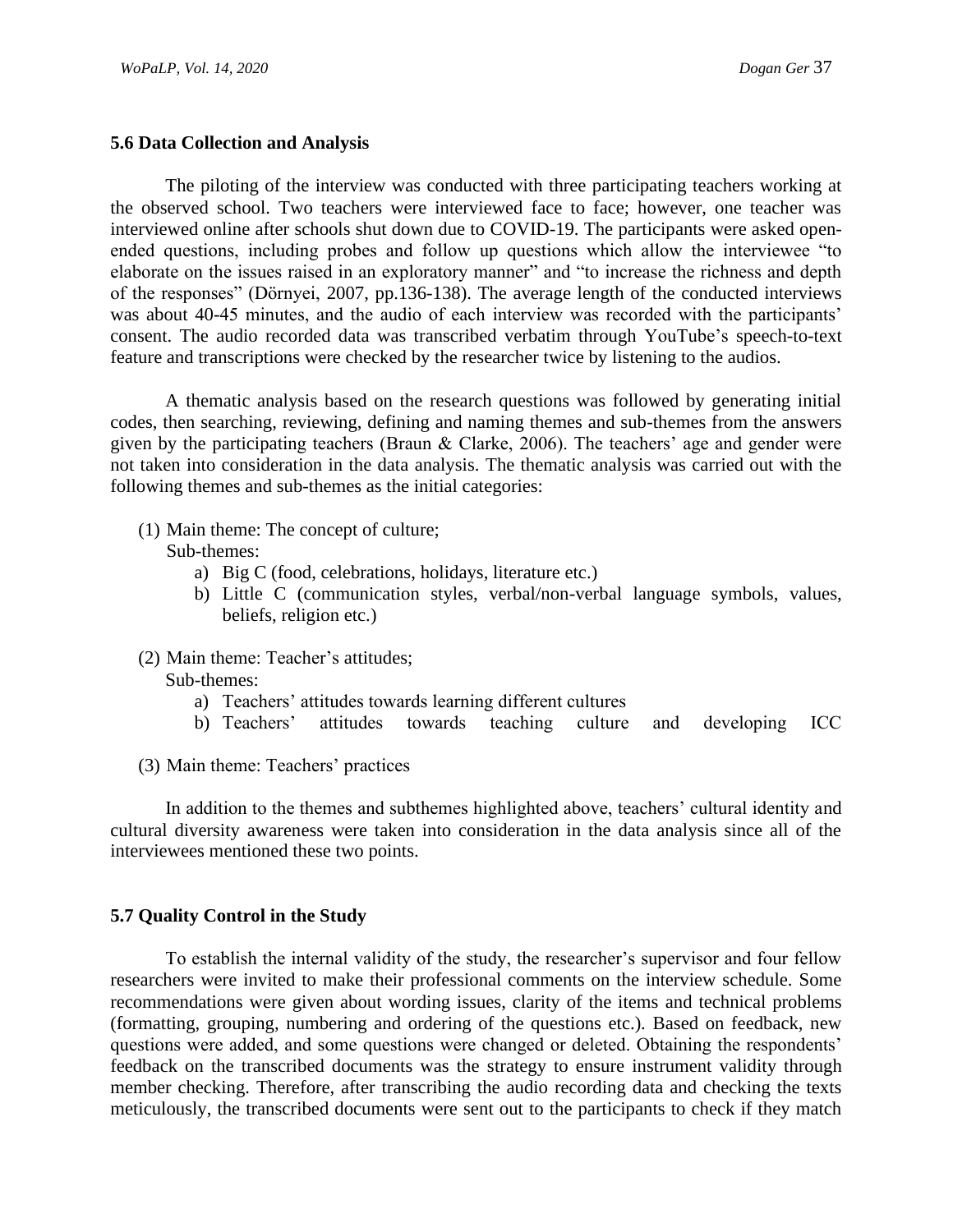### 5.6 Data Collection and Analysis

The piloting of the interview was conducted with three participating teachers working at the observed school. Two teachers were interviewed face to face; however, one teacher was interviewed online after schools shut down due to COVID-19. The participants were asked open-ended questions, including probes and follow up questions which allow the interviewee "to elaborate on the issues raised in an exploratory manner" and "to increase the richness and depth of the responses" (Dörnyei, 2007, pp.136-138). The average length of the conducted interviews was about 40-45 minutes, and the audio of each interview was recorded with the participants' consent. The audio recorded data was transcribed verbatim through YouTube's speech-to-text feature and transcriptions were checked by the researcher twice by listening to the audios.

A thematic analysis based on the research questions was followed by generating initial codes, then searching, reviewing, defining and naming themes and sub-themes from the answers given by the participating teachers (Braun & Clarke, 2006). The teachers' age and gender were not taken into consideration in the data analysis. The thematic analysis was carried out with the following themes and sub-themes as the initial categories:

(1) Main theme: The concept of culture;
 Sub-themes:
 a) Big C (food, celebrations, holidays, literature etc.)
 b) Little C (communication styles, verbal/non-verbal language symbols, values, beliefs, religion etc.)

(2) Main theme: Teacher's attitudes;
 Sub-themes:
 a) Teachers' attitudes towards learning different cultures
 b) Teachers' attitudes towards teaching culture and developing ICC

(3) Main theme: Teachers' practices

In addition to the themes and subthemes highlighted above, teachers' cultural identity and cultural diversity awareness were taken into consideration in the data analysis since all of the interviewees mentioned these two points.

### 5.7 Quality Control in the Study

To establish the internal validity of the study, the researcher's supervisor and four fellow researchers were invited to make their professional comments on the interview schedule. Some recommendations were given about wording issues, clarity of the items and technical problems (formatting, grouping, numbering and ordering of the questions etc.). Based on feedback, new questions were added, and some questions were changed or deleted. Obtaining the respondents' feedback on the transcribed documents was the strategy to ensure instrument validity through member checking. Therefore, after transcribing the audio recording data and checking the texts meticulously, the transcribed documents were sent out to the participants to check if they match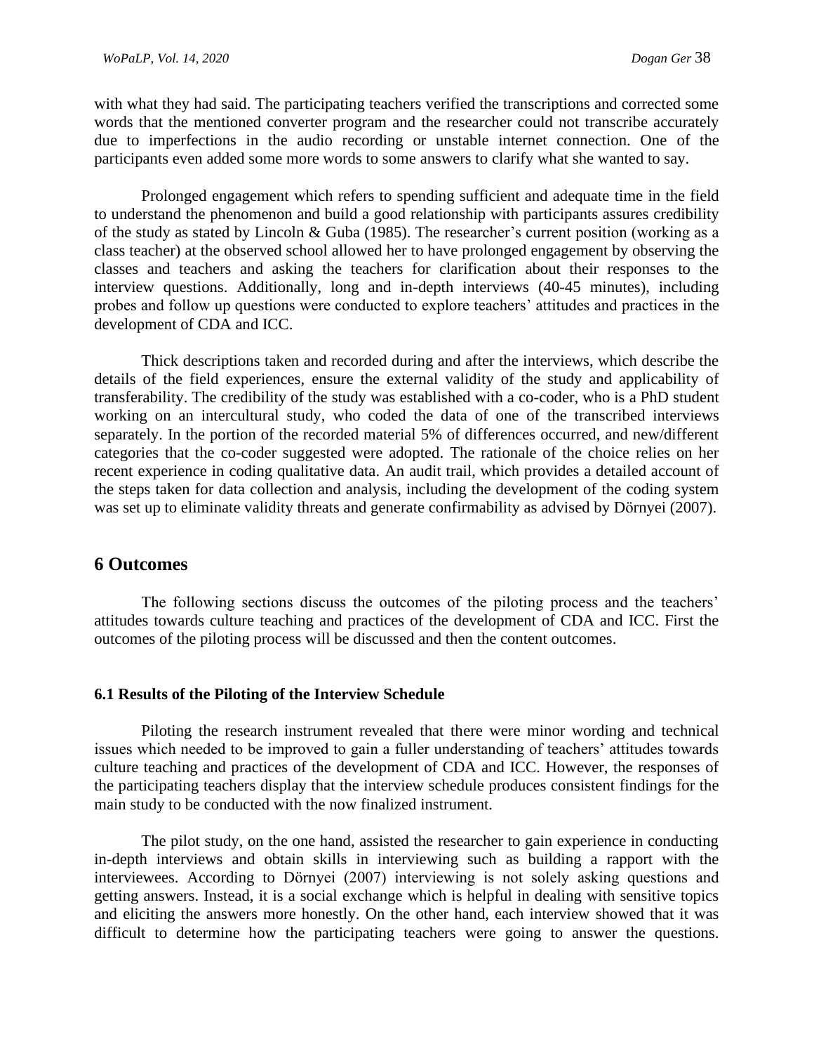with what they had said. The participating teachers verified the transcriptions and corrected some words that the mentioned converter program and the researcher could not transcribe accurately due to imperfections in the audio recording or unstable internet connection. One of the participants even added some more words to some answers to clarify what she wanted to say.

Prolonged engagement which refers to spending sufficient and adequate time in the field to understand the phenomenon and build a good relationship with participants assures credibility of the study as stated by Lincoln & Guba (1985). The researcher's current position (working as a class teacher) at the observed school allowed her to have prolonged engagement by observing the classes and teachers and asking the teachers for clarification about their responses to the interview questions. Additionally, long and in-depth interviews (40-45 minutes), including probes and follow up questions were conducted to explore teachers' attitudes and practices in the development of CDA and ICC.

Thick descriptions taken and recorded during and after the interviews, which describe the details of the field experiences, ensure the external validity of the study and applicability of transferability. The credibility of the study was established with a co-coder, who is a PhD student working on an intercultural study, who coded the data of one of the transcribed interviews separately. In the portion of the recorded material 5% of differences occurred, and new/different categories that the co-coder suggested were adopted. The rationale of the choice relies on her recent experience in coding qualitative data. An audit trail, which provides a detailed account of the steps taken for data collection and analysis, including the development of the coding system was set up to eliminate validity threats and generate confirmability as advised by Dörnyei (2007).

## 6 Outcomes

The following sections discuss the outcomes of the piloting process and the teachers' attitudes towards culture teaching and practices of the development of CDA and ICC. First the outcomes of the piloting process will be discussed and then the content outcomes.

### 6.1 Results of the Piloting of the Interview Schedule

Piloting the research instrument revealed that there were minor wording and technical issues which needed to be improved to gain a fuller understanding of teachers' attitudes towards culture teaching and practices of the development of CDA and ICC. However, the responses of the participating teachers display that the interview schedule produces consistent findings for the main study to be conducted with the now finalized instrument.

The pilot study, on the one hand, assisted the researcher to gain experience in conducting in-depth interviews and obtain skills in interviewing such as building a rapport with the interviewees. According to Dörnyei (2007) interviewing is not solely asking questions and getting answers. Instead, it is a social exchange which is helpful in dealing with sensitive topics and eliciting the answers more honestly. On the other hand, each interview showed that it was difficult to determine how the participating teachers were going to answer the questions.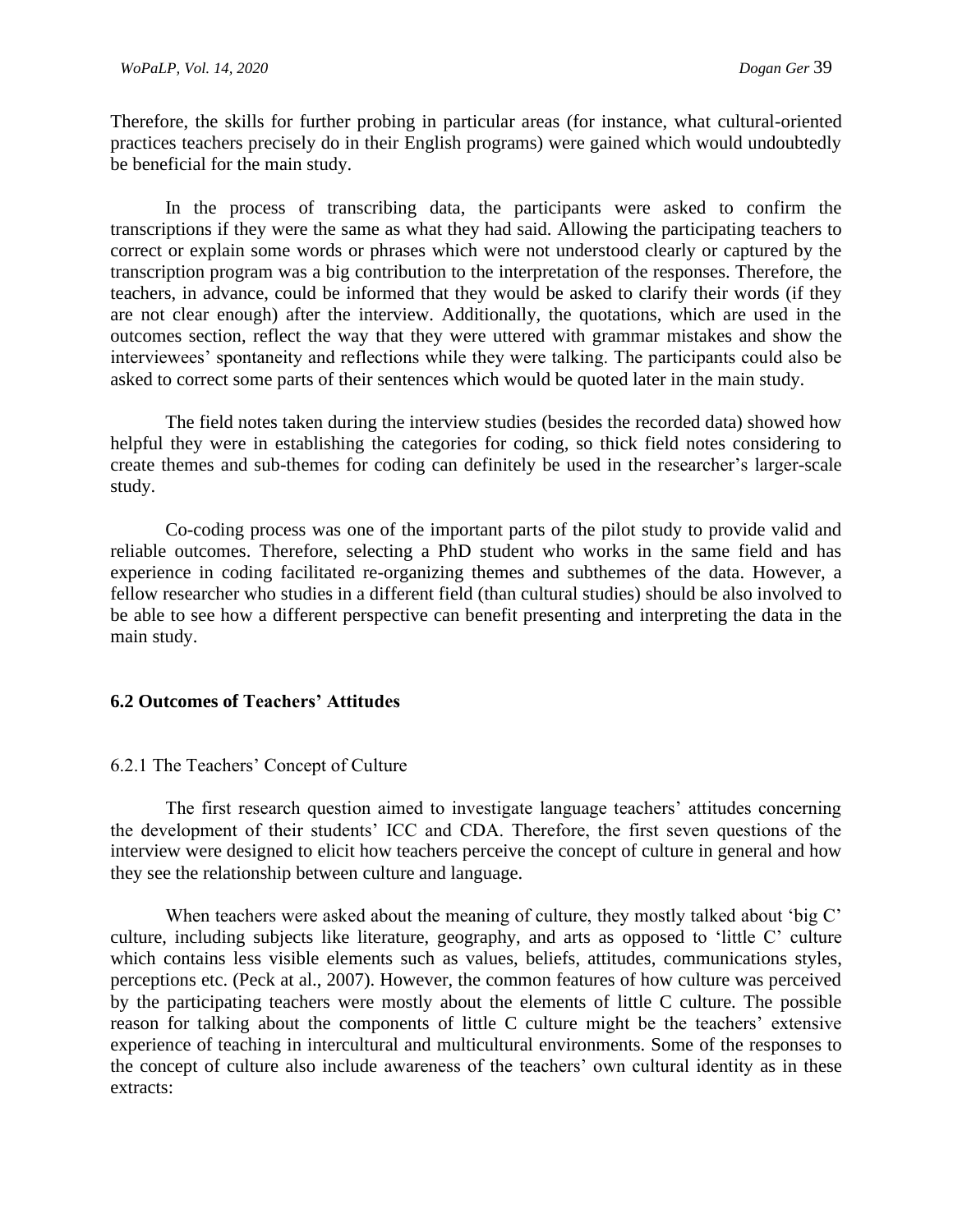Therefore, the skills for further probing in particular areas (for instance, what cultural-oriented practices teachers precisely do in their English programs) were gained which would undoubtedly be beneficial for the main study.

In the process of transcribing data, the participants were asked to confirm the transcriptions if they were the same as what they had said. Allowing the participating teachers to correct or explain some words or phrases which were not understood clearly or captured by the transcription program was a big contribution to the interpretation of the responses. Therefore, the teachers, in advance, could be informed that they would be asked to clarify their words (if they are not clear enough) after the interview. Additionally, the quotations, which are used in the outcomes section, reflect the way that they were uttered with grammar mistakes and show the interviewees' spontaneity and reflections while they were talking. The participants could also be asked to correct some parts of their sentences which would be quoted later in the main study.

The field notes taken during the interview studies (besides the recorded data) showed how helpful they were in establishing the categories for coding, so thick field notes considering to create themes and sub-themes for coding can definitely be used in the researcher's larger-scale study.

Co-coding process was one of the important parts of the pilot study to provide valid and reliable outcomes. Therefore, selecting a PhD student who works in the same field and has experience in coding facilitated re-organizing themes and subthemes of the data. However, a fellow researcher who studies in a different field (than cultural studies) should be also involved to be able to see how a different perspective can benefit presenting and interpreting the data in the main study.

### 6.2 Outcomes of Teachers' Attitudes

#### 6.2.1 The Teachers' Concept of Culture

The first research question aimed to investigate language teachers' attitudes concerning the development of their students' ICC and CDA. Therefore, the first seven questions of the interview were designed to elicit how teachers perceive the concept of culture in general and how they see the relationship between culture and language.

When teachers were asked about the meaning of culture, they mostly talked about 'big C' culture, including subjects like literature, geography, and arts as opposed to 'little C' culture which contains less visible elements such as values, beliefs, attitudes, communications styles, perceptions etc. (Peck at al., 2007). However, the common features of how culture was perceived by the participating teachers were mostly about the elements of little C culture. The possible reason for talking about the components of little C culture might be the teachers' extensive experience of teaching in intercultural and multicultural environments. Some of the responses to the concept of culture also include awareness of the teachers' own cultural identity as in these extracts: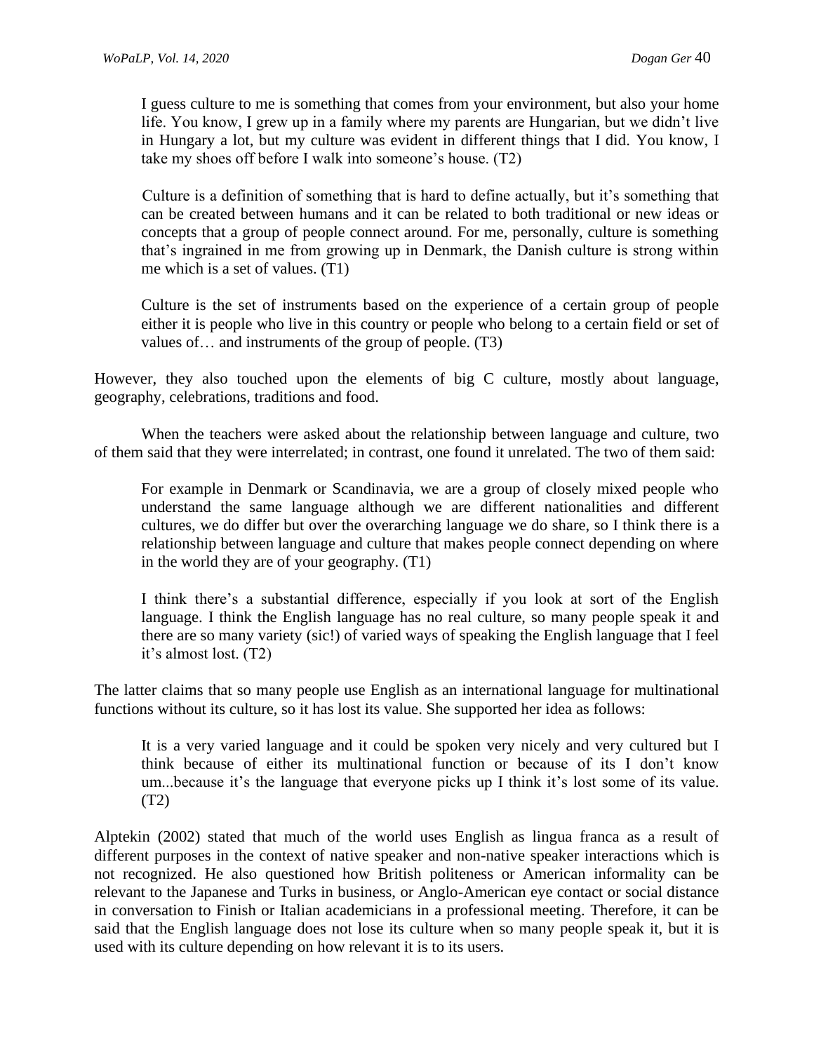> I guess culture to me is something that comes from your environment, but also your home life. You know, I grew up in a family where my parents are Hungarian, but we didn't live in Hungary a lot, but my culture was evident in different things that I did. You know, I take my shoes off before I walk into someone's house. (T2)

> Culture is a definition of something that is hard to define actually, but it's something that can be created between humans and it can be related to both traditional or new ideas or concepts that a group of people connect around. For me, personally, culture is something that's ingrained in me from growing up in Denmark, the Danish culture is strong within me which is a set of values. (T1)

> Culture is the set of instruments based on the experience of a certain group of people either it is people who live in this country or people who belong to a certain field or set of values of… and instruments of the group of people. (T3)

However, they also touched upon the elements of big C culture, mostly about language, geography, celebrations, traditions and food.

When the teachers were asked about the relationship between language and culture, two of them said that they were interrelated; in contrast, one found it unrelated. The two of them said:

> For example in Denmark or Scandinavia, we are a group of closely mixed people who understand the same language although we are different nationalities and different cultures, we do differ but over the overarching language we do share, so I think there is a relationship between language and culture that makes people connect depending on where in the world they are of your geography. (T1)

> I think there's a substantial difference, especially if you look at sort of the English language. I think the English language has no real culture, so many people speak it and there are so many variety (sic!) of varied ways of speaking the English language that I feel it's almost lost. (T2)

The latter claims that so many people use English as an international language for multinational functions without its culture, so it has lost its value. She supported her idea as follows:

> It is a very varied language and it could be spoken very nicely and very cultured but I think because of either its multinational function or because of its I don't know um...because it's the language that everyone picks up I think it's lost some of its value. (T2)

Alptekin (2002) stated that much of the world uses English as lingua franca as a result of different purposes in the context of native speaker and non-native speaker interactions which is not recognized. He also questioned how British politeness or American informality can be relevant to the Japanese and Turks in business, or Anglo-American eye contact or social distance in conversation to Finish or Italian academicians in a professional meeting. Therefore, it can be said that the English language does not lose its culture when so many people speak it, but it is used with its culture depending on how relevant it is to its users.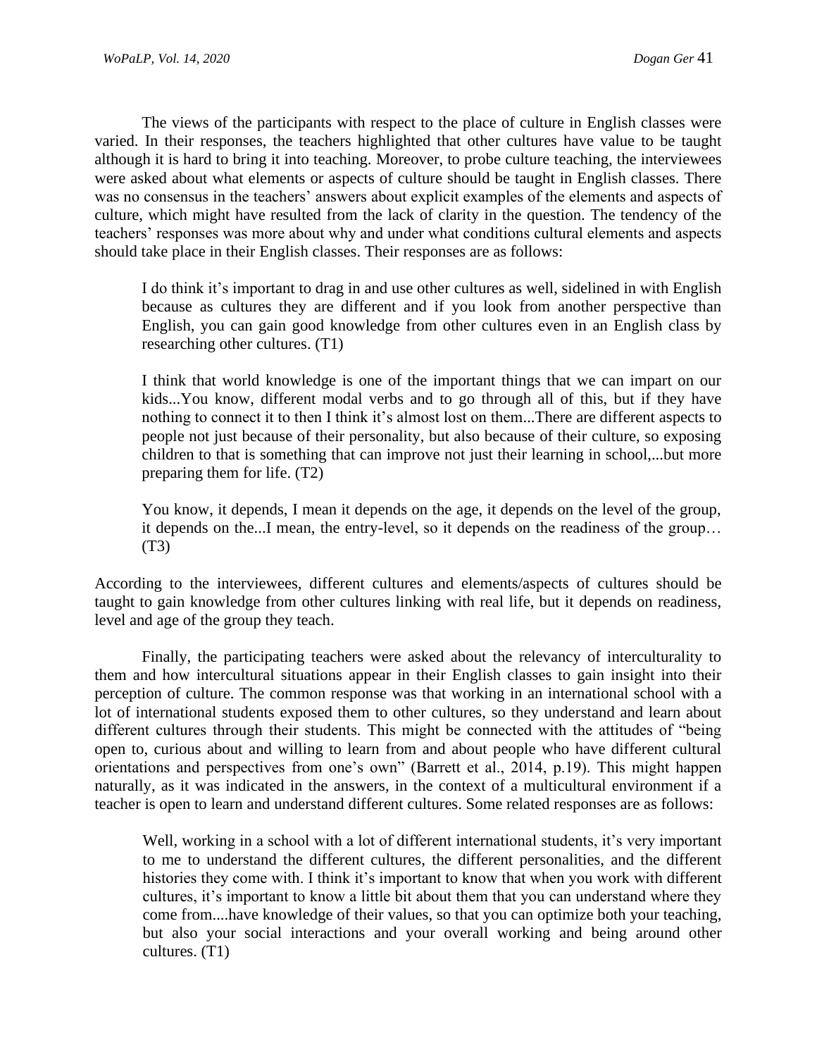The views of the participants with respect to the place of culture in English classes were varied. In their responses, the teachers highlighted that other cultures have value to be taught although it is hard to bring it into teaching. Moreover, to probe culture teaching, the interviewees were asked about what elements or aspects of culture should be taught in English classes. There was no consensus in the teachers' answers about explicit examples of the elements and aspects of culture, which might have resulted from the lack of clarity in the question. The tendency of the teachers' responses was more about why and under what conditions cultural elements and aspects should take place in their English classes. Their responses are as follows:

> I do think it's important to drag in and use other cultures as well, sidelined in with English because as cultures they are different and if you look from another perspective than English, you can gain good knowledge from other cultures even in an English class by researching other cultures. (T1)

> I think that world knowledge is one of the important things that we can impart on our kids...You know, different modal verbs and to go through all of this, but if they have nothing to connect it to then I think it's almost lost on them...There are different aspects to people not just because of their personality, but also because of their culture, so exposing children to that is something that can improve not just their learning in school,...but more preparing them for life. (T2)

> You know, it depends, I mean it depends on the age, it depends on the level of the group, it depends on the...I mean, the entry-level, so it depends on the readiness of the group… (T3)

According to the interviewees, different cultures and elements/aspects of cultures should be taught to gain knowledge from other cultures linking with real life, but it depends on readiness, level and age of the group they teach.

Finally, the participating teachers were asked about the relevancy of interculturality to them and how intercultural situations appear in their English classes to gain insight into their perception of culture. The common response was that working in an international school with a lot of international students exposed them to other cultures, so they understand and learn about different cultures through their students. This might be connected with the attitudes of "being open to, curious about and willing to learn from and about people who have different cultural orientations and perspectives from one's own" (Barrett et al., 2014, p.19). This might happen naturally, as it was indicated in the answers, in the context of a multicultural environment if a teacher is open to learn and understand different cultures. Some related responses are as follows:

> Well, working in a school with a lot of different international students, it's very important to me to understand the different cultures, the different personalities, and the different histories they come with. I think it's important to know that when you work with different cultures, it's important to know a little bit about them that you can understand where they come from....have knowledge of their values, so that you can optimize both your teaching, but also your social interactions and your overall working and being around other cultures. (T1)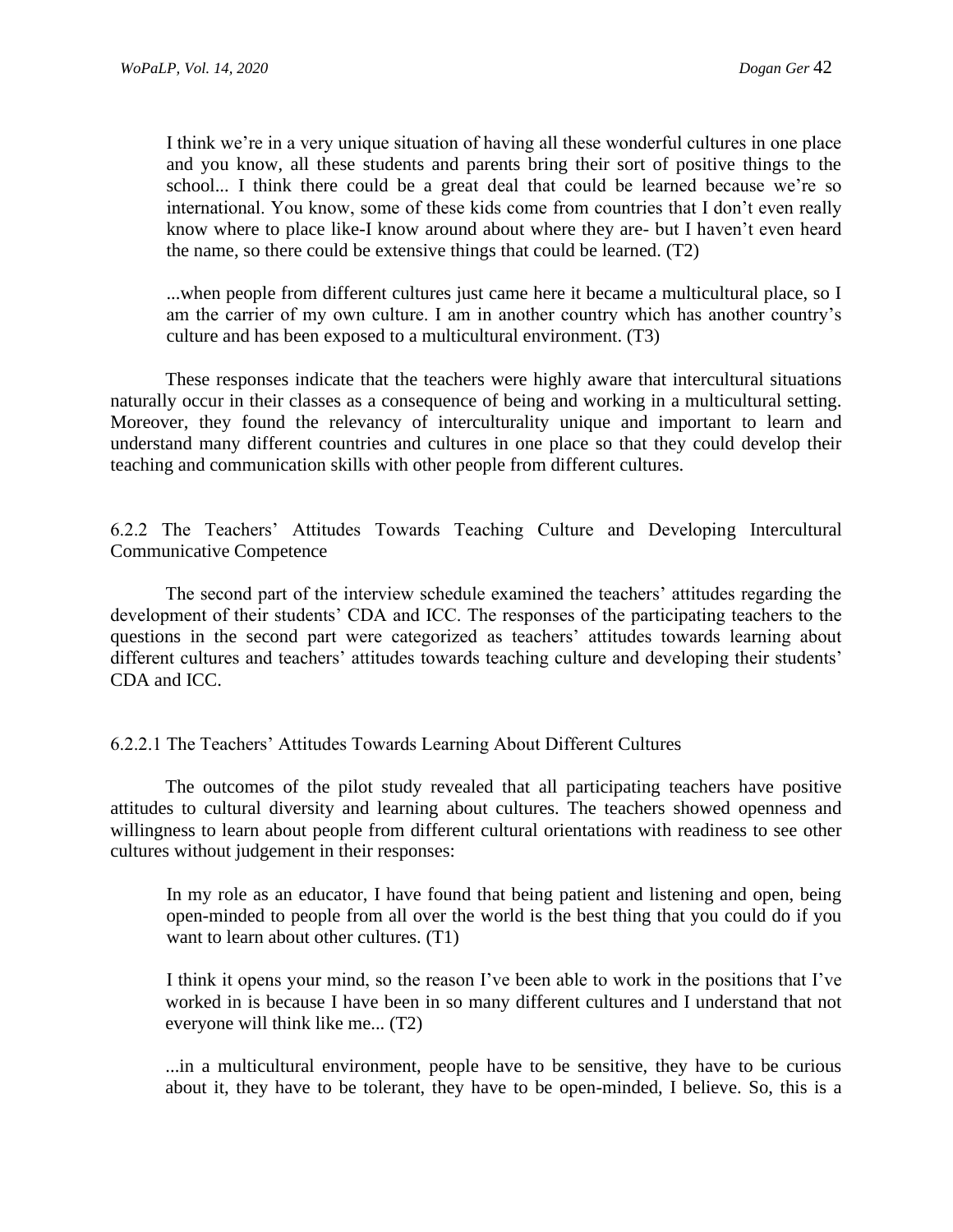> I think we're in a very unique situation of having all these wonderful cultures in one place and you know, all these students and parents bring their sort of positive things to the school... I think there could be a great deal that could be learned because we're so international. You know, some of these kids come from countries that I don't even really know where to place like-I know around about where they are- but I haven't even heard the name, so there could be extensive things that could be learned. (T2)

> ...when people from different cultures just came here it became a multicultural place, so I am the carrier of my own culture. I am in another country which has another country's culture and has been exposed to a multicultural environment. (T3)

These responses indicate that the teachers were highly aware that intercultural situations naturally occur in their classes as a consequence of being and working in a multicultural setting. Moreover, they found the relevancy of interculturality unique and important to learn and understand many different countries and cultures in one place so that they could develop their teaching and communication skills with other people from different cultures.

#### 6.2.2 The Teachers' Attitudes Towards Teaching Culture and Developing Intercultural Communicative Competence

The second part of the interview schedule examined the teachers' attitudes regarding the development of their students' CDA and ICC. The responses of the participating teachers to the questions in the second part were categorized as teachers' attitudes towards learning about different cultures and teachers' attitudes towards teaching culture and developing their students' CDA and ICC.

##### 6.2.2.1 The Teachers' Attitudes Towards Learning About Different Cultures

The outcomes of the pilot study revealed that all participating teachers have positive attitudes to cultural diversity and learning about cultures. The teachers showed openness and willingness to learn about people from different cultural orientations with readiness to see other cultures without judgement in their responses:

> In my role as an educator, I have found that being patient and listening and open, being open-minded to people from all over the world is the best thing that you could do if you want to learn about other cultures. (T1)

> I think it opens your mind, so the reason I've been able to work in the positions that I've worked in is because I have been in so many different cultures and I understand that not everyone will think like me... (T2)

> ...in a multicultural environment, people have to be sensitive, they have to be curious about it, they have to be tolerant, they have to be open-minded, I believe. So, this is a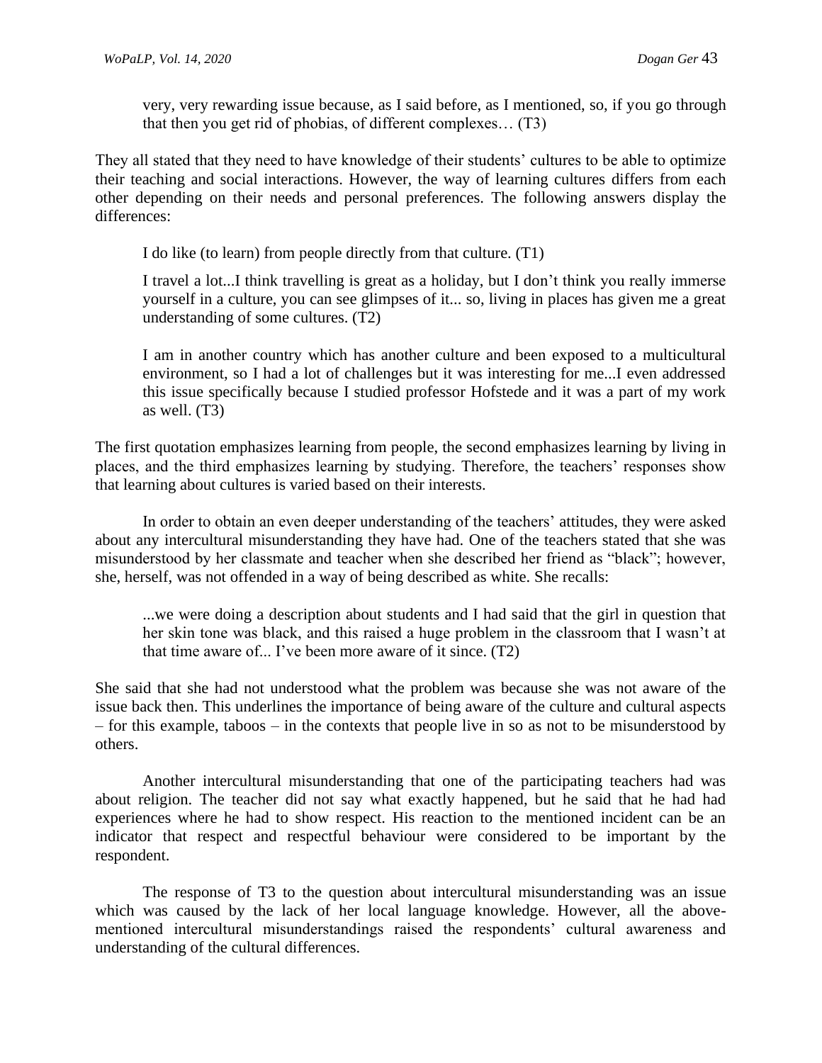> very, very rewarding issue because, as I said before, as I mentioned, so, if you go through that then you get rid of phobias, of different complexes… (T3)

They all stated that they need to have knowledge of their students' cultures to be able to optimize their teaching and social interactions. However, the way of learning cultures differs from each other depending on their needs and personal preferences. The following answers display the differences:

> I do like (to learn) from people directly from that culture. (T1)

> I travel a lot...I think travelling is great as a holiday, but I don't think you really immerse yourself in a culture, you can see glimpses of it... so, living in places has given me a great understanding of some cultures. (T2)

> I am in another country which has another culture and been exposed to a multicultural environment, so I had a lot of challenges but it was interesting for me...I even addressed this issue specifically because I studied professor Hofstede and it was a part of my work as well. (T3)

The first quotation emphasizes learning from people, the second emphasizes learning by living in places, and the third emphasizes learning by studying. Therefore, the teachers' responses show that learning about cultures is varied based on their interests.

In order to obtain an even deeper understanding of the teachers' attitudes, they were asked about any intercultural misunderstanding they have had. One of the teachers stated that she was misunderstood by her classmate and teacher when she described her friend as "black"; however, she, herself, was not offended in a way of being described as white. She recalls:

> ...we were doing a description about students and I had said that the girl in question that her skin tone was black, and this raised a huge problem in the classroom that I wasn't at that time aware of... I've been more aware of it since. (T2)

She said that she had not understood what the problem was because she was not aware of the issue back then. This underlines the importance of being aware of the culture and cultural aspects – for this example, taboos – in the contexts that people live in so as not to be misunderstood by others.

Another intercultural misunderstanding that one of the participating teachers had was about religion. The teacher did not say what exactly happened, but he said that he had had experiences where he had to show respect. His reaction to the mentioned incident can be an indicator that respect and respectful behaviour were considered to be important by the respondent.

The response of T3 to the question about intercultural misunderstanding was an issue which was caused by the lack of her local language knowledge. However, all the above-mentioned intercultural misunderstandings raised the respondents' cultural awareness and understanding of the cultural differences.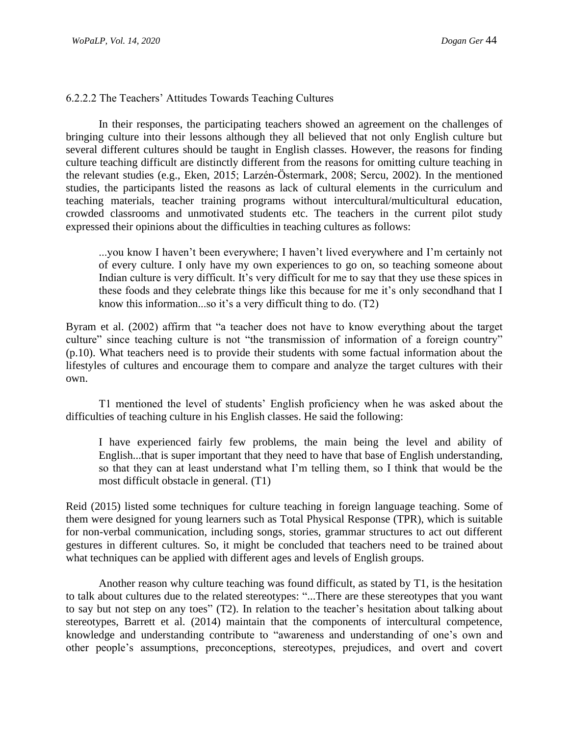6.2.2.2 The Teachers' Attitudes Towards Teaching Cultures

In their responses, the participating teachers showed an agreement on the challenges of bringing culture into their lessons although they all believed that not only English culture but several different cultures should be taught in English classes. However, the reasons for finding culture teaching difficult are distinctly different from the reasons for omitting culture teaching in the relevant studies (e.g., Eken, 2015; Larzén-Östermark, 2008; Sercu, 2002). In the mentioned studies, the participants listed the reasons as lack of cultural elements in the curriculum and teaching materials, teacher training programs without intercultural/multicultural education, crowded classrooms and unmotivated students etc. The teachers in the current pilot study expressed their opinions about the difficulties in teaching cultures as follows:

> ...you know I haven't been everywhere; I haven't lived everywhere and I'm certainly not of every culture. I only have my own experiences to go on, so teaching someone about Indian culture is very difficult. It's very difficult for me to say that they use these spices in these foods and they celebrate things like this because for me it's only secondhand that I know this information...so it's a very difficult thing to do. (T2)

Byram et al. (2002) affirm that "a teacher does not have to know everything about the target culture" since teaching culture is not "the transmission of information of a foreign country" (p.10). What teachers need is to provide their students with some factual information about the lifestyles of cultures and encourage them to compare and analyze the target cultures with their own.

T1 mentioned the level of students' English proficiency when he was asked about the difficulties of teaching culture in his English classes. He said the following:

> I have experienced fairly few problems, the main being the level and ability of English...that is super important that they need to have that base of English understanding, so that they can at least understand what I'm telling them, so I think that would be the most difficult obstacle in general. (T1)

Reid (2015) listed some techniques for culture teaching in foreign language teaching. Some of them were designed for young learners such as Total Physical Response (TPR), which is suitable for non-verbal communication, including songs, stories, grammar structures to act out different gestures in different cultures. So, it might be concluded that teachers need to be trained about what techniques can be applied with different ages and levels of English groups.

Another reason why culture teaching was found difficult, as stated by T1, is the hesitation to talk about cultures due to the related stereotypes: "...There are these stereotypes that you want to say but not step on any toes" (T2). In relation to the teacher's hesitation about talking about stereotypes, Barrett et al. (2014) maintain that the components of intercultural competence, knowledge and understanding contribute to "awareness and understanding of one's own and other people's assumptions, preconceptions, stereotypes, prejudices, and overt and covert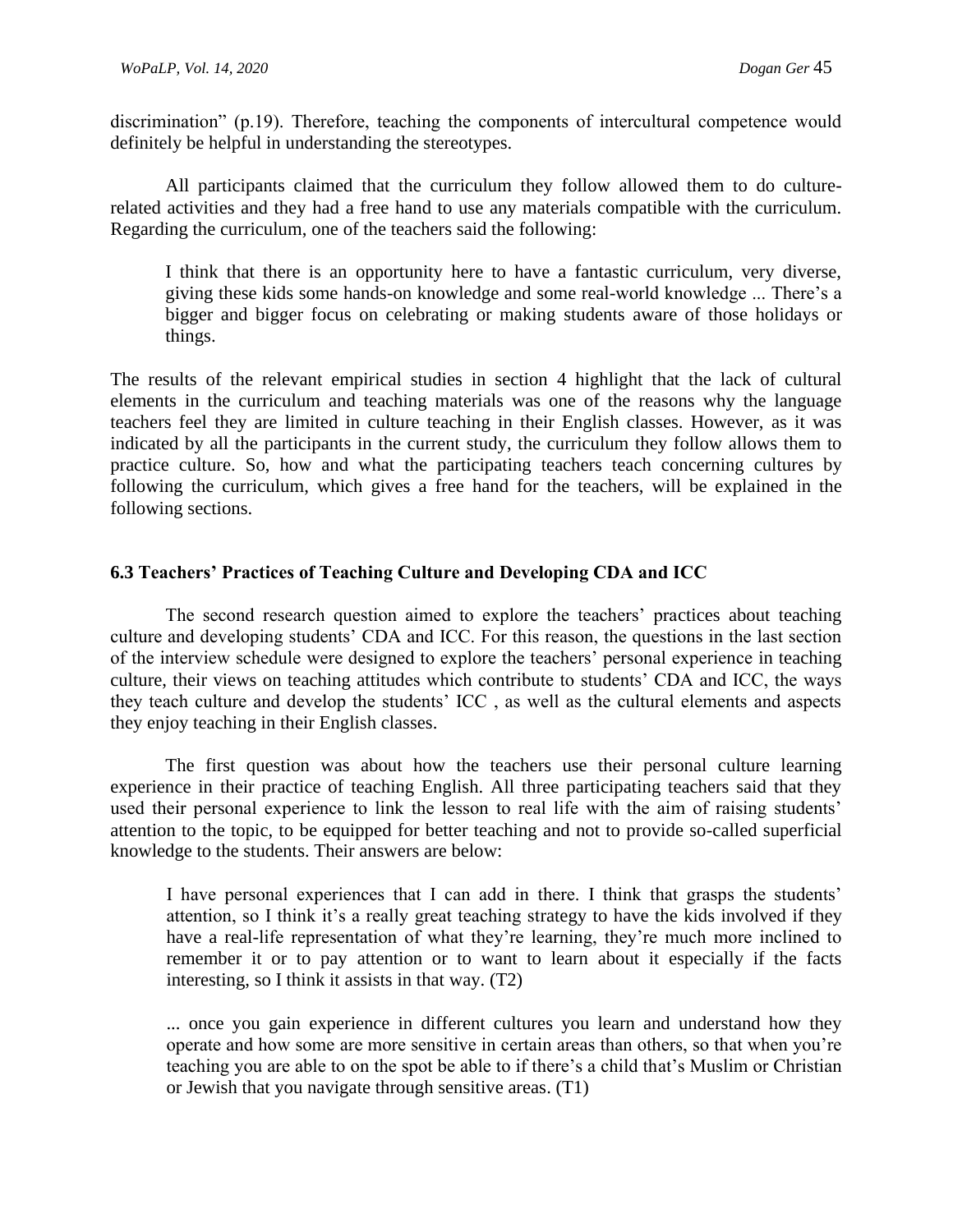discrimination" (p.19). Therefore, teaching the components of intercultural competence would definitely be helpful in understanding the stereotypes.

All participants claimed that the curriculum they follow allowed them to do culture-related activities and they had a free hand to use any materials compatible with the curriculum. Regarding the curriculum, one of the teachers said the following:

> I think that there is an opportunity here to have a fantastic curriculum, very diverse, giving these kids some hands-on knowledge and some real-world knowledge ... There's a bigger and bigger focus on celebrating or making students aware of those holidays or things.

The results of the relevant empirical studies in section 4 highlight that the lack of cultural elements in the curriculum and teaching materials was one of the reasons why the language teachers feel they are limited in culture teaching in their English classes. However, as it was indicated by all the participants in the current study, the curriculum they follow allows them to practice culture. So, how and what the participating teachers teach concerning cultures by following the curriculum, which gives a free hand for the teachers, will be explained in the following sections.

### 6.3 Teachers' Practices of Teaching Culture and Developing CDA and ICC

The second research question aimed to explore the teachers' practices about teaching culture and developing students' CDA and ICC. For this reason, the questions in the last section of the interview schedule were designed to explore the teachers' personal experience in teaching culture, their views on teaching attitudes which contribute to students' CDA and ICC, the ways they teach culture and develop the students' ICC , as well as the cultural elements and aspects they enjoy teaching in their English classes.

The first question was about how the teachers use their personal culture learning experience in their practice of teaching English. All three participating teachers said that they used their personal experience to link the lesson to real life with the aim of raising students' attention to the topic, to be equipped for better teaching and not to provide so-called superficial knowledge to the students. Their answers are below:

> I have personal experiences that I can add in there. I think that grasps the students' attention, so I think it's a really great teaching strategy to have the kids involved if they have a real-life representation of what they're learning, they're much more inclined to remember it or to pay attention or to want to learn about it especially if the facts interesting, so I think it assists in that way. (T2)

> ... once you gain experience in different cultures you learn and understand how they operate and how some are more sensitive in certain areas than others, so that when you're teaching you are able to on the spot be able to if there's a child that's Muslim or Christian or Jewish that you navigate through sensitive areas. (T1)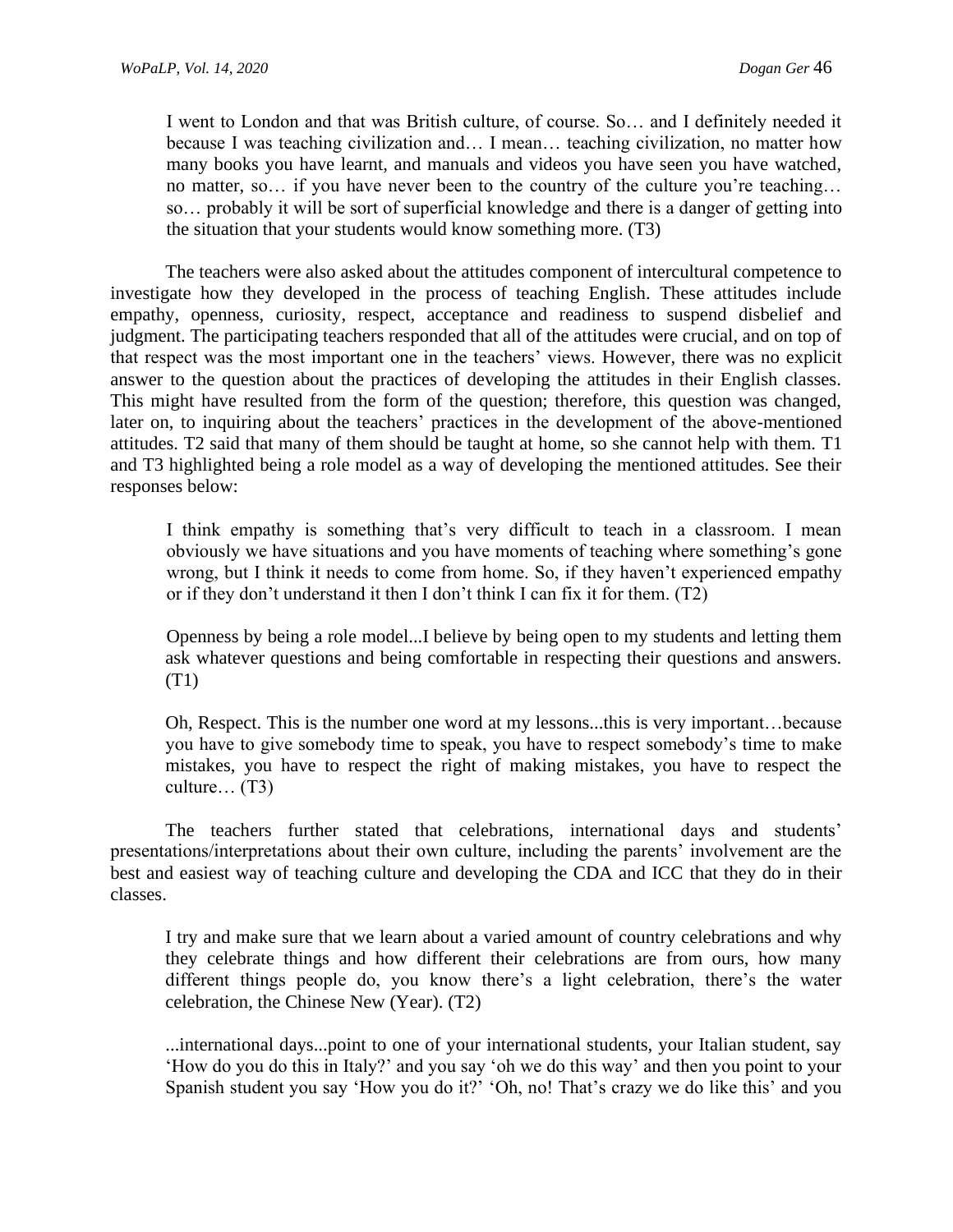> I went to London and that was British culture, of course. So… and I definitely needed it because I was teaching civilization and… I mean… teaching civilization, no matter how many books you have learnt, and manuals and videos you have seen you have watched, no matter, so… if you have never been to the country of the culture you're teaching… so… probably it will be sort of superficial knowledge and there is a danger of getting into the situation that your students would know something more. (T3)

The teachers were also asked about the attitudes component of intercultural competence to investigate how they developed in the process of teaching English. These attitudes include empathy, openness, curiosity, respect, acceptance and readiness to suspend disbelief and judgment. The participating teachers responded that all of the attitudes were crucial, and on top of that respect was the most important one in the teachers' views. However, there was no explicit answer to the question about the practices of developing the attitudes in their English classes. This might have resulted from the form of the question; therefore, this question was changed, later on, to inquiring about the teachers' practices in the development of the above-mentioned attitudes. T2 said that many of them should be taught at home, so she cannot help with them. T1 and T3 highlighted being a role model as a way of developing the mentioned attitudes. See their responses below:

> I think empathy is something that's very difficult to teach in a classroom. I mean obviously we have situations and you have moments of teaching where something's gone wrong, but I think it needs to come from home. So, if they haven't experienced empathy or if they don't understand it then I don't think I can fix it for them. (T2)

> Openness by being a role model...I believe by being open to my students and letting them ask whatever questions and being comfortable in respecting their questions and answers. (T1)

> Oh, Respect. This is the number one word at my lessons...this is very important…because you have to give somebody time to speak, you have to respect somebody's time to make mistakes, you have to respect the right of making mistakes, you have to respect the culture… (T3)

The teachers further stated that celebrations, international days and students' presentations/interpretations about their own culture, including the parents' involvement are the best and easiest way of teaching culture and developing the CDA and ICC that they do in their classes.

> I try and make sure that we learn about a varied amount of country celebrations and why they celebrate things and how different their celebrations are from ours, how many different things people do, you know there's a light celebration, there's the water celebration, the Chinese New (Year). (T2)

> ...international days...point to one of your international students, your Italian student, say 'How do you do this in Italy?' and you say 'oh we do this way' and then you point to your Spanish student you say 'How you do it?' 'Oh, no! That's crazy we do like this' and you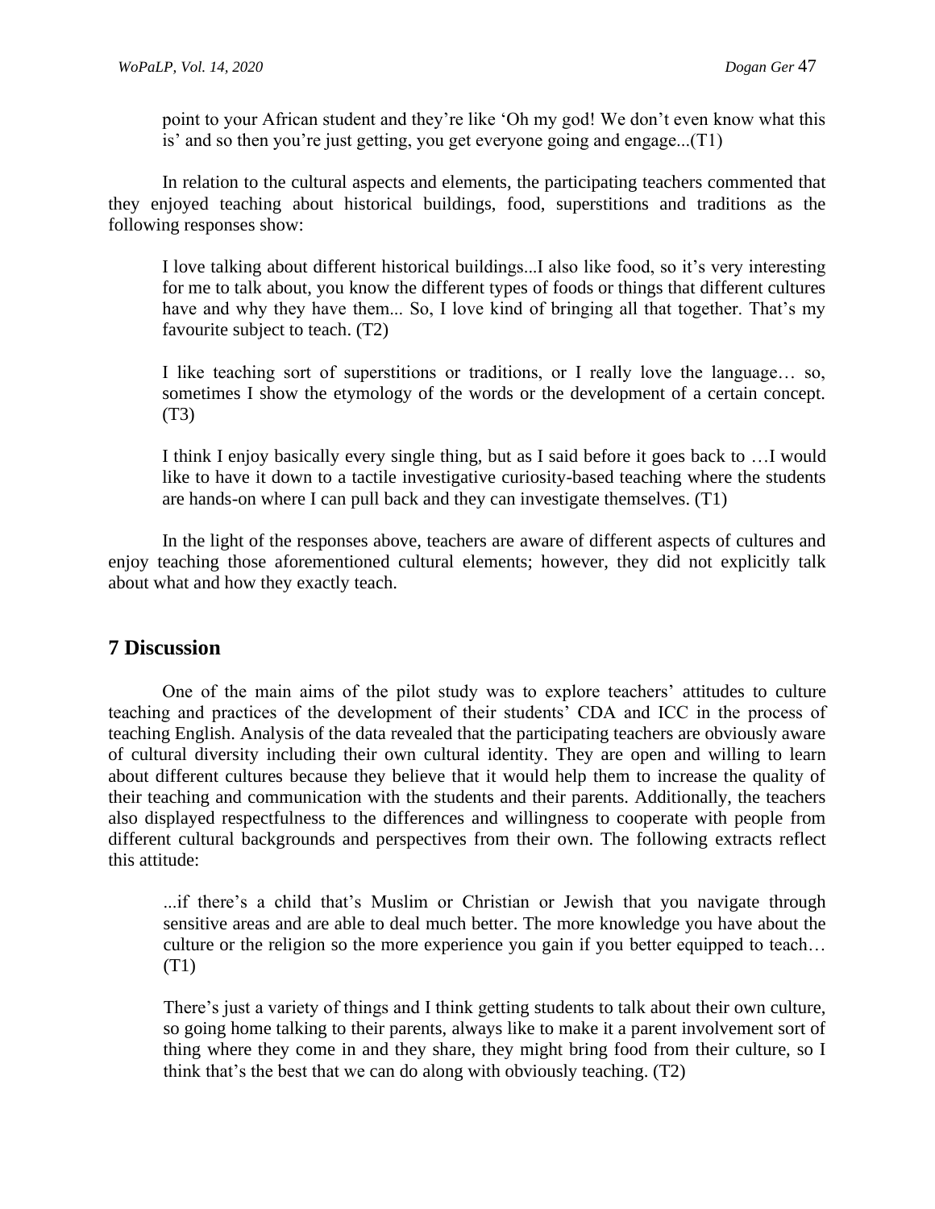> point to your African student and they're like 'Oh my god! We don't even know what this is' and so then you're just getting, you get everyone going and engage...(T1)

In relation to the cultural aspects and elements, the participating teachers commented that they enjoyed teaching about historical buildings, food, superstitions and traditions as the following responses show:

> I love talking about different historical buildings...I also like food, so it's very interesting for me to talk about, you know the different types of foods or things that different cultures have and why they have them... So, I love kind of bringing all that together. That's my favourite subject to teach. (T2)

> I like teaching sort of superstitions or traditions, or I really love the language… so, sometimes I show the etymology of the words or the development of a certain concept. (T3)

> I think I enjoy basically every single thing, but as I said before it goes back to …I would like to have it down to a tactile investigative curiosity-based teaching where the students are hands-on where I can pull back and they can investigate themselves. (T1)

In the light of the responses above, teachers are aware of different aspects of cultures and enjoy teaching those aforementioned cultural elements; however, they did not explicitly talk about what and how they exactly teach.

## 7 Discussion

One of the main aims of the pilot study was to explore teachers' attitudes to culture teaching and practices of the development of their students' CDA and ICC in the process of teaching English. Analysis of the data revealed that the participating teachers are obviously aware of cultural diversity including their own cultural identity. They are open and willing to learn about different cultures because they believe that it would help them to increase the quality of their teaching and communication with the students and their parents. Additionally, the teachers also displayed respectfulness to the differences and willingness to cooperate with people from different cultural backgrounds and perspectives from their own. The following extracts reflect this attitude:

> ...if there's a child that's Muslim or Christian or Jewish that you navigate through sensitive areas and are able to deal much better. The more knowledge you have about the culture or the religion so the more experience you gain if you better equipped to teach… (T1)

> There's just a variety of things and I think getting students to talk about their own culture, so going home talking to their parents, always like to make it a parent involvement sort of thing where they come in and they share, they might bring food from their culture, so I think that's the best that we can do along with obviously teaching. (T2)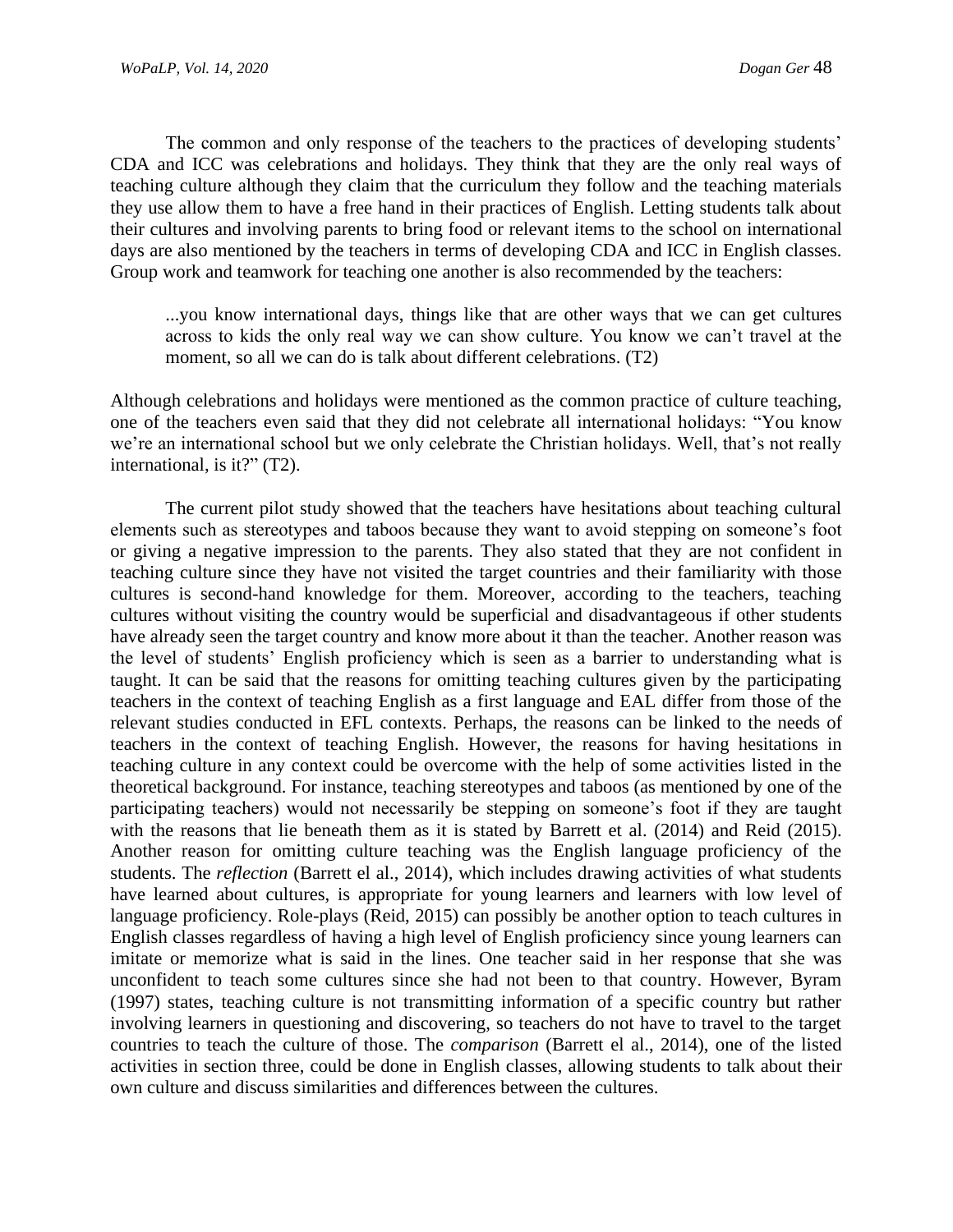The common and only response of the teachers to the practices of developing students' CDA and ICC was celebrations and holidays. They think that they are the only real ways of teaching culture although they claim that the curriculum they follow and the teaching materials they use allow them to have a free hand in their practices of English. Letting students talk about their cultures and involving parents to bring food or relevant items to the school on international days are also mentioned by the teachers in terms of developing CDA and ICC in English classes. Group work and teamwork for teaching one another is also recommended by the teachers:

> ...you know international days, things like that are other ways that we can get cultures across to kids the only real way we can show culture. You know we can't travel at the moment, so all we can do is talk about different celebrations. (T2)

Although celebrations and holidays were mentioned as the common practice of culture teaching, one of the teachers even said that they did not celebrate all international holidays: "You know we're an international school but we only celebrate the Christian holidays. Well, that's not really international, is it?" (T2).

The current pilot study showed that the teachers have hesitations about teaching cultural elements such as stereotypes and taboos because they want to avoid stepping on someone's foot or giving a negative impression to the parents. They also stated that they are not confident in teaching culture since they have not visited the target countries and their familiarity with those cultures is second-hand knowledge for them. Moreover, according to the teachers, teaching cultures without visiting the country would be superficial and disadvantageous if other students have already seen the target country and know more about it than the teacher. Another reason was the level of students' English proficiency which is seen as a barrier to understanding what is taught. It can be said that the reasons for omitting teaching cultures given by the participating teachers in the context of teaching English as a first language and EAL differ from those of the relevant studies conducted in EFL contexts. Perhaps, the reasons can be linked to the needs of teachers in the context of teaching English. However, the reasons for having hesitations in teaching culture in any context could be overcome with the help of some activities listed in the theoretical background. For instance, teaching stereotypes and taboos (as mentioned by one of the participating teachers) would not necessarily be stepping on someone's foot if they are taught with the reasons that lie beneath them as it is stated by Barrett et al. (2014) and Reid (2015). Another reason for omitting culture teaching was the English language proficiency of the students. The *reflection* (Barrett el al., 2014), which includes drawing activities of what students have learned about cultures, is appropriate for young learners and learners with low level of language proficiency. Role-plays (Reid, 2015) can possibly be another option to teach cultures in English classes regardless of having a high level of English proficiency since young learners can imitate or memorize what is said in the lines. One teacher said in her response that she was unconfident to teach some cultures since she had not been to that country. However, Byram (1997) states, teaching culture is not transmitting information of a specific country but rather involving learners in questioning and discovering, so teachers do not have to travel to the target countries to teach the culture of those. The *comparison* (Barrett el al., 2014), one of the listed activities in section three, could be done in English classes, allowing students to talk about their own culture and discuss similarities and differences between the cultures.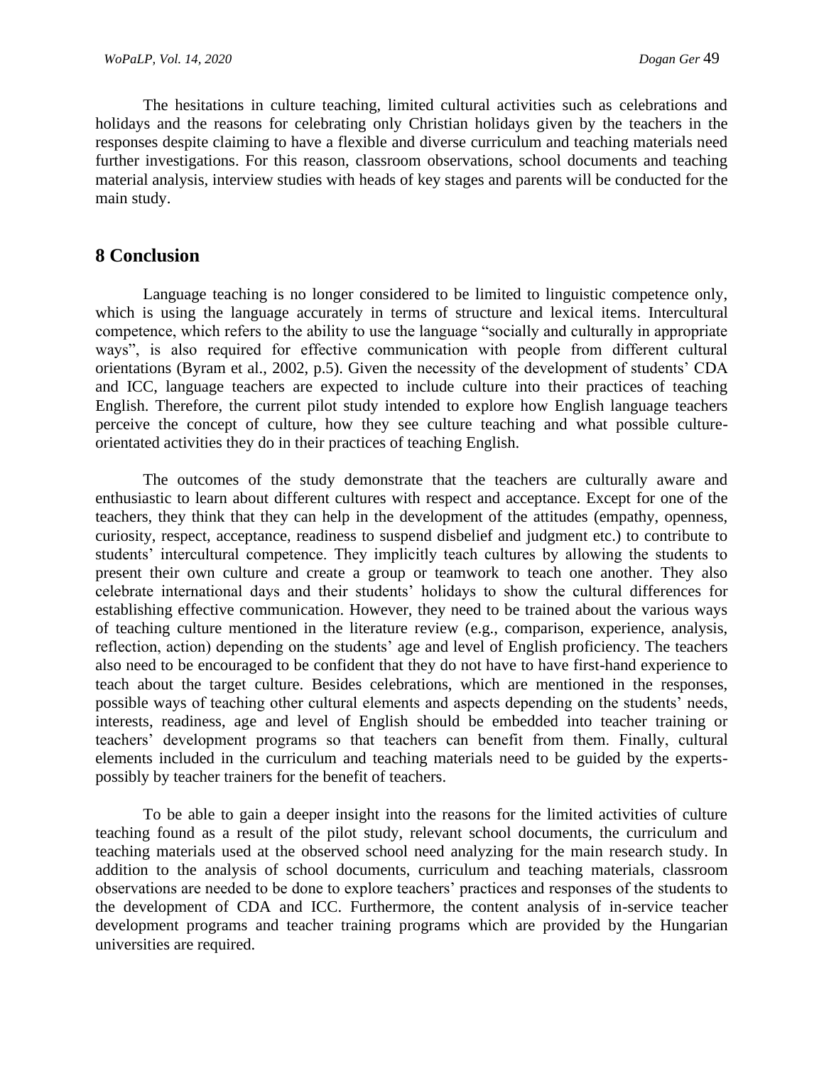The hesitations in culture teaching, limited cultural activities such as celebrations and holidays and the reasons for celebrating only Christian holidays given by the teachers in the responses despite claiming to have a flexible and diverse curriculum and teaching materials need further investigations. For this reason, classroom observations, school documents and teaching material analysis, interview studies with heads of key stages and parents will be conducted for the main study.

## 8 Conclusion

Language teaching is no longer considered to be limited to linguistic competence only, which is using the language accurately in terms of structure and lexical items. Intercultural competence, which refers to the ability to use the language "socially and culturally in appropriate ways", is also required for effective communication with people from different cultural orientations (Byram et al., 2002, p.5). Given the necessity of the development of students' CDA and ICC, language teachers are expected to include culture into their practices of teaching English. Therefore, the current pilot study intended to explore how English language teachers perceive the concept of culture, how they see culture teaching and what possible culture-orientated activities they do in their practices of teaching English.

The outcomes of the study demonstrate that the teachers are culturally aware and enthusiastic to learn about different cultures with respect and acceptance. Except for one of the teachers, they think that they can help in the development of the attitudes (empathy, openness, curiosity, respect, acceptance, readiness to suspend disbelief and judgment etc.) to contribute to students' intercultural competence. They implicitly teach cultures by allowing the students to present their own culture and create a group or teamwork to teach one another. They also celebrate international days and their students' holidays to show the cultural differences for establishing effective communication. However, they need to be trained about the various ways of teaching culture mentioned in the literature review (e.g., comparison, experience, analysis, reflection, action) depending on the students' age and level of English proficiency. The teachers also need to be encouraged to be confident that they do not have to have first-hand experience to teach about the target culture. Besides celebrations, which are mentioned in the responses, possible ways of teaching other cultural elements and aspects depending on the students' needs, interests, readiness, age and level of English should be embedded into teacher training or teachers' development programs so that teachers can benefit from them. Finally, cultural elements included in the curriculum and teaching materials need to be guided by the experts-possibly by teacher trainers for the benefit of teachers.

To be able to gain a deeper insight into the reasons for the limited activities of culture teaching found as a result of the pilot study, relevant school documents, the curriculum and teaching materials used at the observed school need analyzing for the main research study. In addition to the analysis of school documents, curriculum and teaching materials, classroom observations are needed to be done to explore teachers' practices and responses of the students to the development of CDA and ICC. Furthermore, the content analysis of in-service teacher development programs and teacher training programs which are provided by the Hungarian universities are required.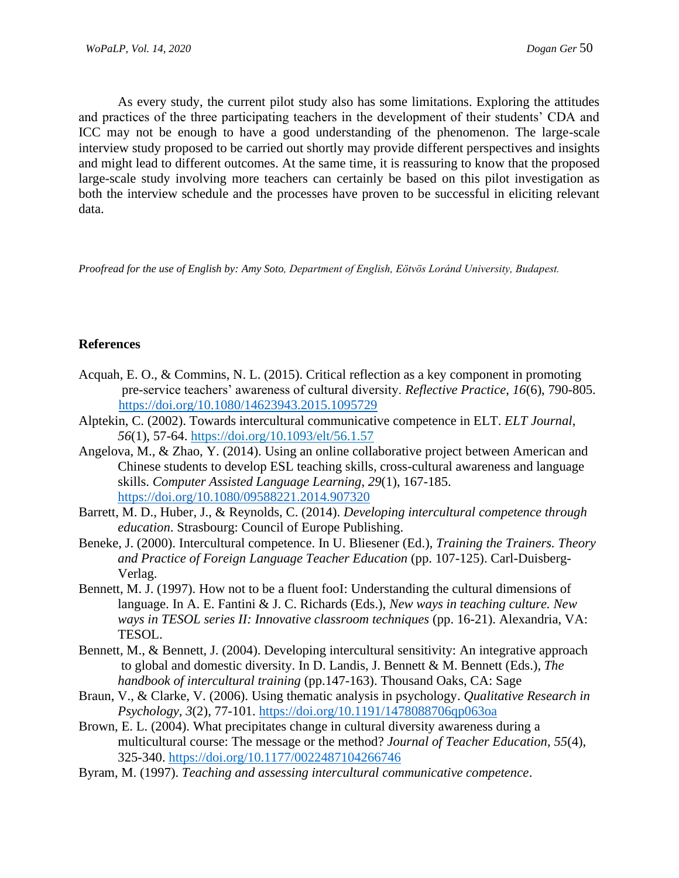As every study, the current pilot study also has some limitations. Exploring the attitudes and practices of the three participating teachers in the development of their students' CDA and ICC may not be enough to have a good understanding of the phenomenon. The large-scale interview study proposed to be carried out shortly may provide different perspectives and insights and might lead to different outcomes. At the same time, it is reassuring to know that the proposed large-scale study involving more teachers can certainly be based on this pilot investigation as both the interview schedule and the processes have proven to be successful in eliciting relevant data.

*Proofread for the use of English by: Amy Soto, Department of English, Eötvös Loránd University, Budapest.*

## References

Acquah, E. O., & Commins, N. L. (2015). Critical reflection as a key component in promoting pre-service teachers' awareness of cultural diversity. *Reflective Practice*, *16*(6), 790-805. https://doi.org/10.1080/14623943.2015.1095729

Alptekin, C. (2002). Towards intercultural communicative competence in ELT. *ELT Journal*, *56*(1), 57-64. https://doi.org/10.1093/elt/56.1.57

Angelova, M., & Zhao, Y. (2014). Using an online collaborative project between American and Chinese students to develop ESL teaching skills, cross-cultural awareness and language skills. *Computer Assisted Language Learning*, *29*(1), 167-185. https://doi.org/10.1080/09588221.2014.907320

Barrett, M. D., Huber, J., & Reynolds, C. (2014). *Developing intercultural competence through education.* Strasbourg: Council of Europe Publishing.

Beneke, J. (2000). Intercultural competence. In U. Bliesener (Ed.), *Training the Trainers. Theory and Practice of Foreign Language Teacher Education* (pp. 107-125). Carl-Duisberg-Verlag.

Bennett, M. J. (1997). How not to be a fluent fooI: Understanding the cultural dimensions of language. In A. E. Fantini & J. C. Richards (Eds.), *New ways in teaching culture. New ways in TESOL series II: Innovative classroom techniques* (pp. 16-21). Alexandria, VA: TESOL.

Bennett, M., & Bennett, J. (2004). Developing intercultural sensitivity: An integrative approach to global and domestic diversity. In D. Landis, J. Bennett & M. Bennett (Eds.), *The handbook of intercultural training* (pp.147-163). Thousand Oaks, CA: Sage

Braun, V., & Clarke, V. (2006). Using thematic analysis in psychology. *Qualitative Research in Psychology*, *3*(2), 77-101. https://doi.org/10.1191/1478088706qp063oa

Brown, E. L. (2004). What precipitates change in cultural diversity awareness during a multicultural course: The message or the method? *Journal of Teacher Education*, *55*(4), 325-340. https://doi.org/10.1177/0022487104266746

Byram, M. (1997). *Teaching and assessing intercultural communicative competence*.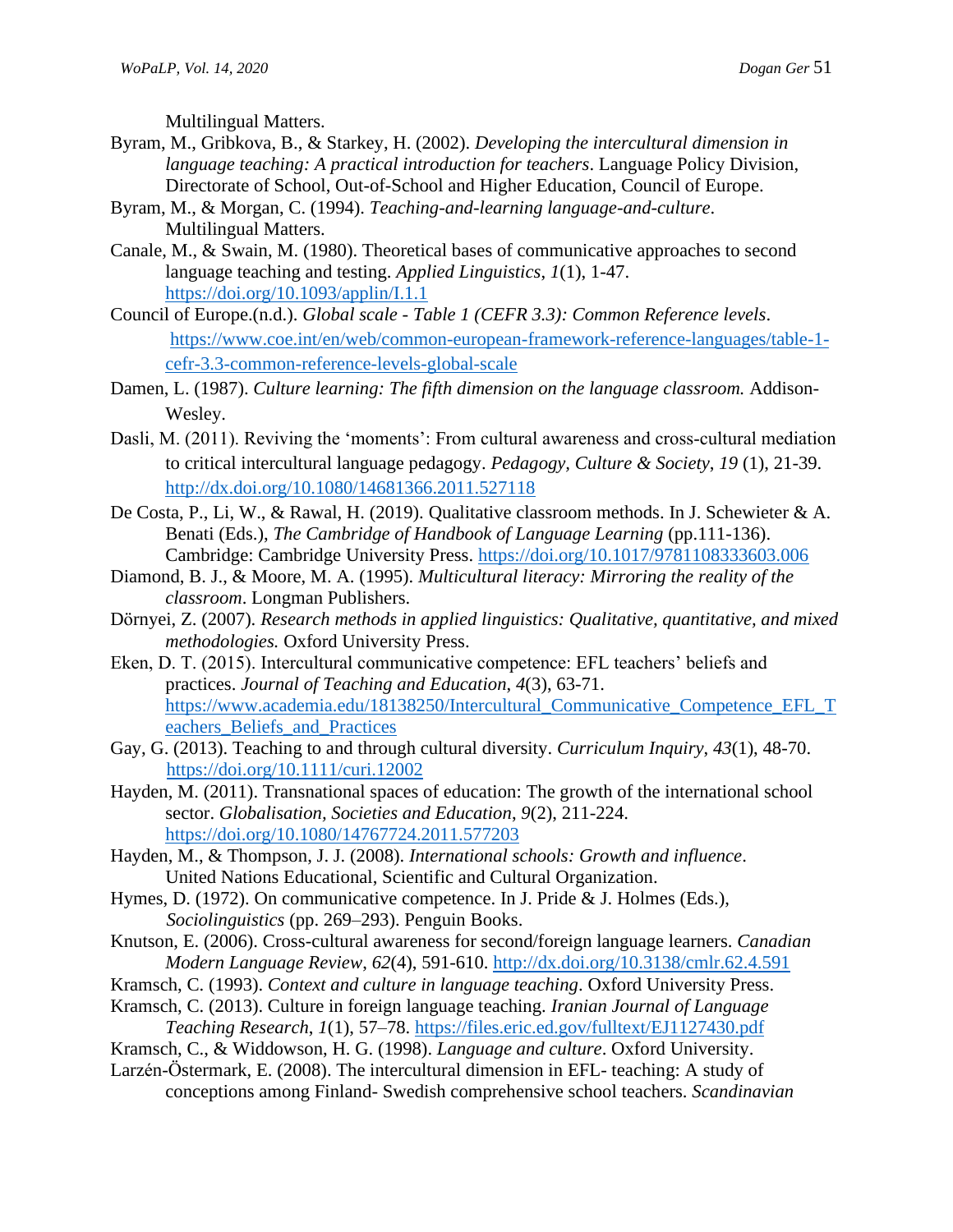Multilingual Matters.

Byram, M., Gribkova, B., & Starkey, H. (2002). *Developing the intercultural dimension in language teaching: A practical introduction for teachers*. Language Policy Division, Directorate of School, Out-of-School and Higher Education, Council of Europe.

Byram, M., & Morgan, C. (1994). *Teaching-and-learning language-and-culture*. Multilingual Matters.

Canale, M., & Swain, M. (1980). Theoretical bases of communicative approaches to second language teaching and testing. *Applied Linguistics*, *1*(1), 1-47. https://doi.org/10.1093/applin/I.1.1

Council of Europe.(n.d.). *Global scale - Table 1 (CEFR 3.3): Common Reference levels*. https://www.coe.int/en/web/common-european-framework-reference-languages/table-1-cefr-3.3-common-reference-levels-global-scale

Damen, L. (1987). *Culture learning: The fifth dimension on the language classroom.* Addison-Wesley.

Dasli, M. (2011). Reviving the 'moments': From cultural awareness and cross-cultural mediation to critical intercultural language pedagogy. *Pedagogy, Culture & Society*, *19* (1), 21-39. http://dx.doi.org/10.1080/14681366.2011.527118

De Costa, P., Li, W., & Rawal, H. (2019). Qualitative classroom methods. In J. Schewieter & A. Benati (Eds.), *The Cambridge of Handbook of Language Learning* (pp.111-136). Cambridge: Cambridge University Press. https://doi.org/10.1017/9781108333603.006

Diamond, B. J., & Moore, M. A. (1995). *Multicultural literacy: Mirroring the reality of the classroom*. Longman Publishers.

Dörnyei, Z. (2007). *Research methods in applied linguistics: Qualitative, quantitative, and mixed methodologies.* Oxford University Press.

Eken, D. T. (2015). Intercultural communicative competence: EFL teachers' beliefs and practices. *Journal of Teaching and Education*, *4*(3), 63-71. https://www.academia.edu/18138250/Intercultural_Communicative_Competence_EFL_Teachers_Beliefs_and_Practices

Gay, G. (2013). Teaching to and through cultural diversity. *Curriculum Inquiry*, *43*(1), 48-70. https://doi.org/10.1111/curi.12002

Hayden, M. (2011). Transnational spaces of education: The growth of the international school sector. *Globalisation, Societies and Education*, *9*(2), 211-224. https://doi.org/10.1080/14767724.2011.577203

Hayden, M., & Thompson, J. J. (2008). *International schools: Growth and influence*. United Nations Educational, Scientific and Cultural Organization.

Hymes, D. (1972). On communicative competence. In J. Pride & J. Holmes (Eds.), *Sociolinguistics* (pp. 269–293). Penguin Books.

Knutson, E. (2006). Cross-cultural awareness for second/foreign language learners. *Canadian Modern Language Review*, *62*(4), 591-610. http://dx.doi.org/10.3138/cmlr.62.4.591

Kramsch, C. (1993). *Context and culture in language teaching*. Oxford University Press.

Kramsch, C. (2013). Culture in foreign language teaching. *Iranian Journal of Language Teaching Research*, *1*(1), 57–78. https://files.eric.ed.gov/fulltext/EJ1127430.pdf

Kramsch, C., & Widdowson, H. G. (1998). *Language and culture*. Oxford University.

Larzén-Östermark, E. (2008). The intercultural dimension in EFL- teaching: A study of conceptions among Finland- Swedish comprehensive school teachers. *Scandinavian*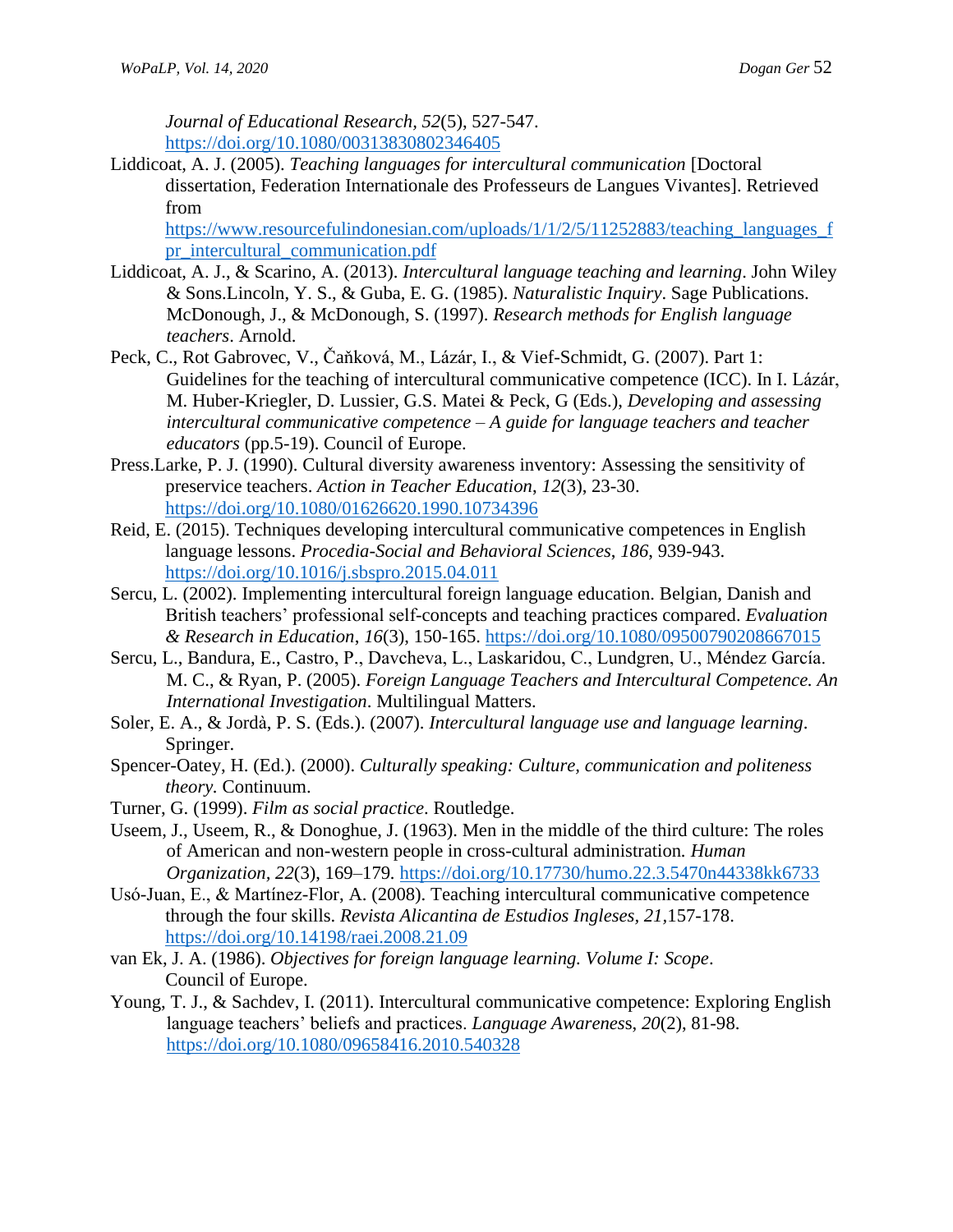*Journal of Educational Research*, *52*(5), 527-547. https://doi.org/10.1080/00313830802346405

Liddicoat, A. J. (2005). *Teaching languages for intercultural communication* [Doctoral dissertation, Federation Internationale des Professeurs de Langues Vivantes]. Retrieved from https://www.resourcefulindonesian.com/uploads/1/1/2/5/11252883/teaching_languages_fpr_intercultural_communication.pdf

Liddicoat, A. J., & Scarino, A. (2013). *Intercultural language teaching and learning*. John Wiley & Sons.Lincoln, Y. S., & Guba, E. G. (1985). *Naturalistic Inquiry*. Sage Publications. McDonough, J., & McDonough, S. (1997). *Research methods for English language teachers*. Arnold.

Peck, C., Rot Gabrovec, V., Čaňková, M., Lázár, I., & Vief-Schmidt, G. (2007). Part 1: Guidelines for the teaching of intercultural communicative competence (ICC). In I. Lázár, M. Huber-Kriegler, D. Lussier, G.S. Matei & Peck, G (Eds.), *Developing and assessing intercultural communicative competence – A guide for language teachers and teacher educators* (pp.5-19). Council of Europe.

Press.Larke, P. J. (1990). Cultural diversity awareness inventory: Assessing the sensitivity of preservice teachers. *Action in Teacher Education*, *12*(3), 23-30. https://doi.org/10.1080/01626620.1990.10734396

Reid, E. (2015). Techniques developing intercultural communicative competences in English language lessons. *Procedia-Social and Behavioral Sciences*, *186*, 939-943. https://doi.org/10.1016/j.sbspro.2015.04.011

Sercu, L. (2002). Implementing intercultural foreign language education. Belgian, Danish and British teachers' professional self-concepts and teaching practices compared. *Evaluation & Research in Education*, *16*(3), 150-165. https://doi.org/10.1080/09500790208667015

Sercu, L., Bandura, E., Castro, P., Davcheva, L., Laskaridou, C., Lundgren, U., Méndez García. M. C., & Ryan, P. (2005). *Foreign Language Teachers and Intercultural Competence. An International Investigation*. Multilingual Matters.

Soler, E. A., & Jordà, P. S. (Eds.). (2007). *Intercultural language use and language learning*. Springer.

Spencer-Oatey, H. (Ed.). (2000). *Culturally speaking: Culture, communication and politeness theory.* Continuum.

Turner, G. (1999). *Film as social practice*. Routledge.

Useem, J., Useem, R., & Donoghue, J. (1963). Men in the middle of the third culture: The roles of American and non-western people in cross-cultural administration*. Human Organization*, *22*(3), 169–179. https://doi.org/10.17730/humo.22.3.5470n44338kk6733

Usó-Juan, E., & Martínez-Flor, A. (2008). Teaching intercultural communicative competence through the four skills. *Revista Alicantina de Estudios Ingleses, 21*,157-178. https://doi.org/10.14198/raei.2008.21.09

van Ek, J. A. (1986). *Objectives for foreign language learning. Volume I: Scope*. Council of Europe.

Young, T. J., & Sachdev, I. (2011). Intercultural communicative competence: Exploring English language teachers' beliefs and practices. *Language Awareness*, *20*(2), 81-98. https://doi.org/10.1080/09658416.2010.540328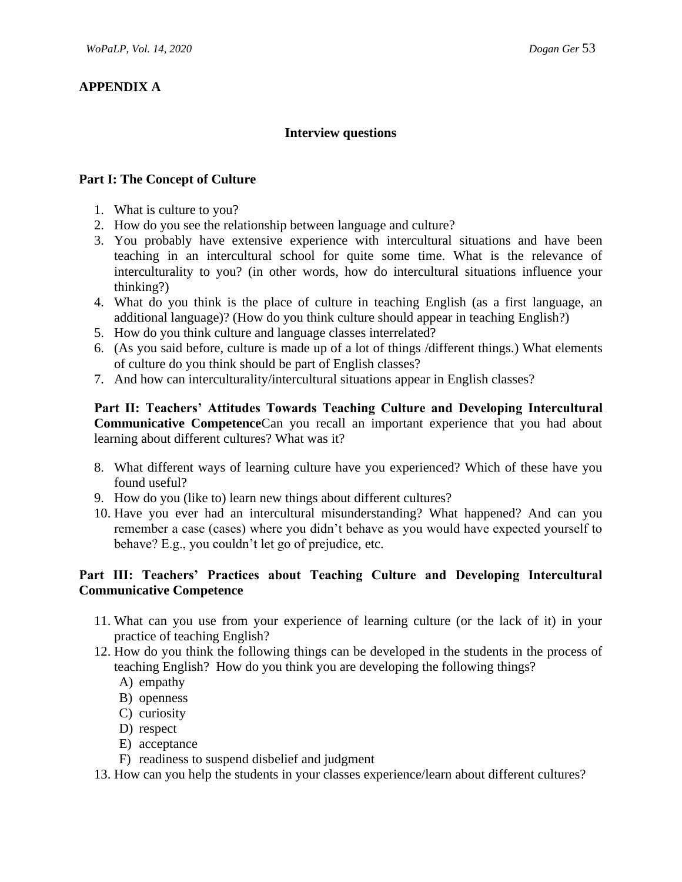## APPENDIX A

### Interview questions

**Part I: The Concept of Culture**

1. What is culture to you?
2. How do you see the relationship between language and culture?
3. You probably have extensive experience with intercultural situations and have been teaching in an intercultural school for quite some time. What is the relevance of interculturality to you? (in other words, how do intercultural situations influence your thinking?)
4. What do you think is the place of culture in teaching English (as a first language, an additional language)? (How do you think culture should appear in teaching English?)
5. How do you think culture and language classes interrelated?
6. (As you said before, culture is made up of a lot of things /different things.) What elements of culture do you think should be part of English classes?
7. And how can interculturality/intercultural situations appear in English classes?

**Part II: Teachers' Attitudes Towards Teaching Culture and Developing Intercultural Communicative Competence**Can you recall an important experience that you had about learning about different cultures? What was it?

8. What different ways of learning culture have you experienced? Which of these have you found useful?
9. How do you (like to) learn new things about different cultures?
10. Have you ever had an intercultural misunderstanding? What happened? And can you remember a case (cases) where you didn't behave as you would have expected yourself to behave? E.g., you couldn't let go of prejudice, etc.

**Part III: Teachers' Practices about Teaching Culture and Developing Intercultural Communicative Competence**

11. What can you use from your experience of learning culture (or the lack of it) in your practice of teaching English?
12. How do you think the following things can be developed in the students in the process of teaching English? How do you think you are developing the following things?
    A) empathy
    B) openness
    C) curiosity
    D) respect
    E) acceptance
    F) readiness to suspend disbelief and judgment
13. How can you help the students in your classes experience/learn about different cultures?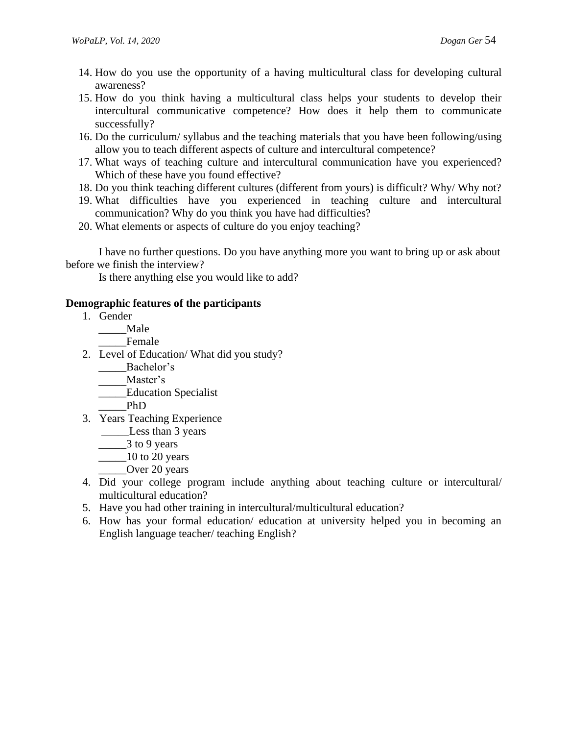14. How do you use the opportunity of a having multicultural class for developing cultural awareness?
15. How do you think having a multicultural class helps your students to develop their intercultural communicative competence? How does it help them to communicate successfully?
16. Do the curriculum/ syllabus and the teaching materials that you have been following/using allow you to teach different aspects of culture and intercultural competence?
17. What ways of teaching culture and intercultural communication have you experienced? Which of these have you found effective?
18. Do you think teaching different cultures (different from yours) is difficult? Why/ Why not?
19. What difficulties have you experienced in teaching culture and intercultural communication? Why do you think you have had difficulties?
20. What elements or aspects of culture do you enjoy teaching?

I have no further questions. Do you have anything more you want to bring up or ask about before we finish the interview?

Is there anything else you would like to add?

**Demographic features of the participants**

1. Gender
   _____Male
   _____Female
2. Level of Education/ What did you study?
   _____Bachelor's
   _____Master's
   _____Education Specialist
   _____PhD
3. Years Teaching Experience
   _____Less than 3 years
   _____3 to 9 years
   _____10 to 20 years
   _____Over 20 years
4. Did your college program include anything about teaching culture or intercultural/ multicultural education?
5. Have you had other training in intercultural/multicultural education?
6. How has your formal education/ education at university helped you in becoming an English language teacher/ teaching English?